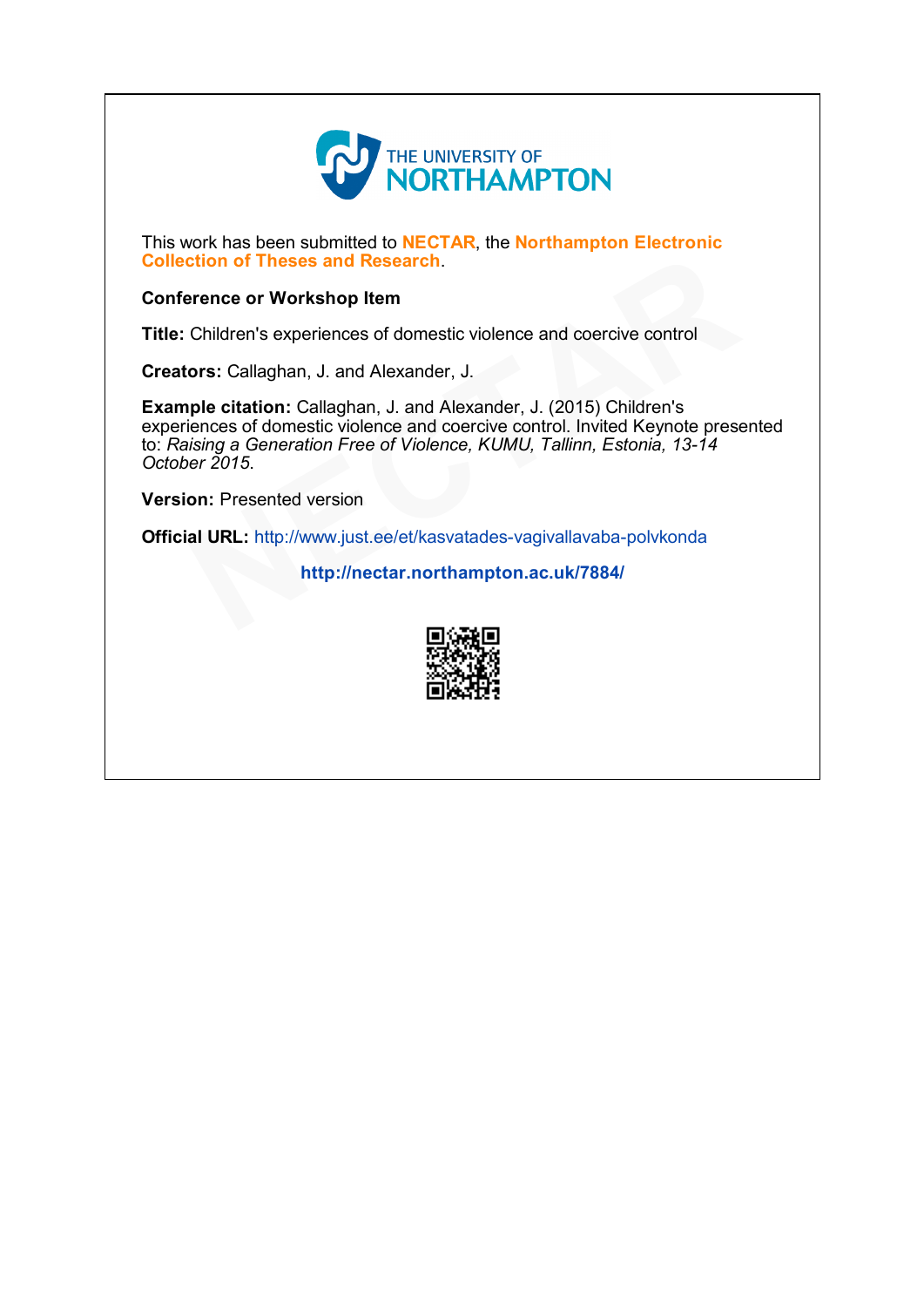THE UNIVERSITY OF
NORTHAMPTON

This work has been submitted to **NECTAR**, the **Northampton Electronic Collection of Theses and Research**.

**Conference or Workshop Item**

**Title:** Children's experiences of domestic violence and coercive control

**Creators:** Callaghan, J. and Alexander, J.

**Example citation:** Callaghan, J. and Alexander, J. (2015) Children's experiences of domestic violence and coercive control. Invited Keynote presented to: *Raising a Generation Free of Violence, KUMU, Tallinn, Estonia, 13-14 October 2015*.

**Version:** Presented version

**Official URL:** http://www.just.ee/et/kasvatades-vagivallavaba-polvkonda

**http://nectar.northampton.ac.uk/7884/**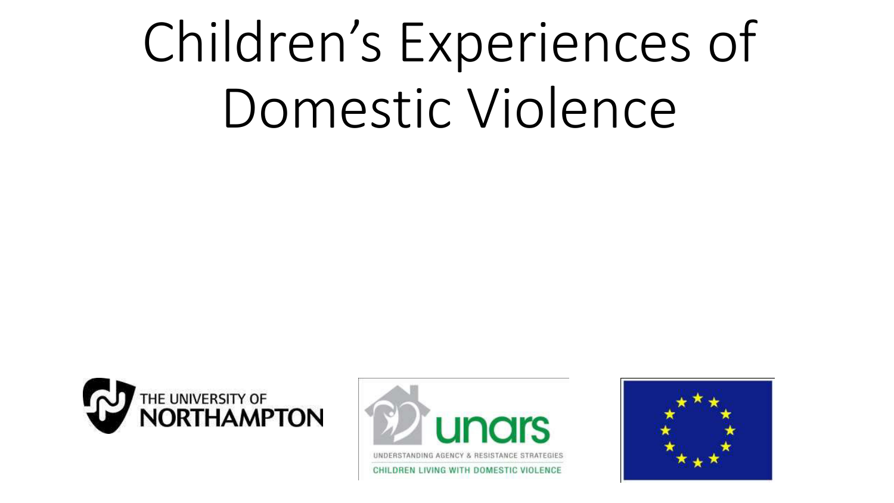# Children's Experiences of Domestic Violence

THE UNIVERSITY OF NORTHAMPTON

unars

UNDERSTANDING AGENCY & RESISTANCE STRATEGIES

CHILDREN LIVING WITH DOMESTIC VIOLENCE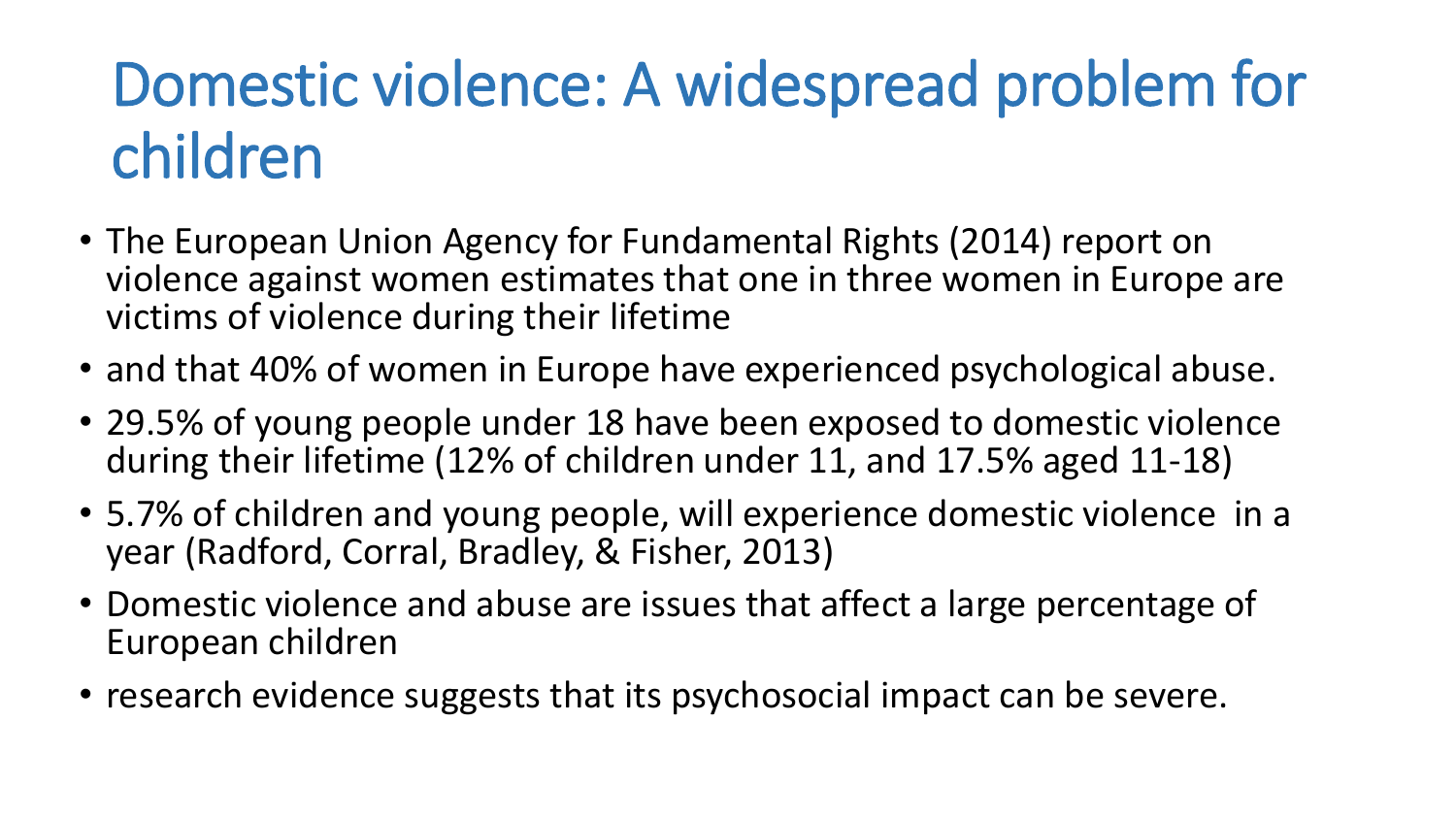# Domestic violence: A widespread problem for children

- The European Union Agency for Fundamental Rights (2014) report on violence against women estimates that one in three women in Europe are victims of violence during their lifetime
- and that 40% of women in Europe have experienced psychological abuse.
- 29.5% of young people under 18 have been exposed to domestic violence during their lifetime (12% of children under 11, and 17.5% aged 11-18)
- 5.7% of children and young people, will experience domestic violence in a year (Radford, Corral, Bradley, & Fisher, 2013)
- Domestic violence and abuse are issues that affect a large percentage of European children
- research evidence suggests that its psychosocial impact can be severe.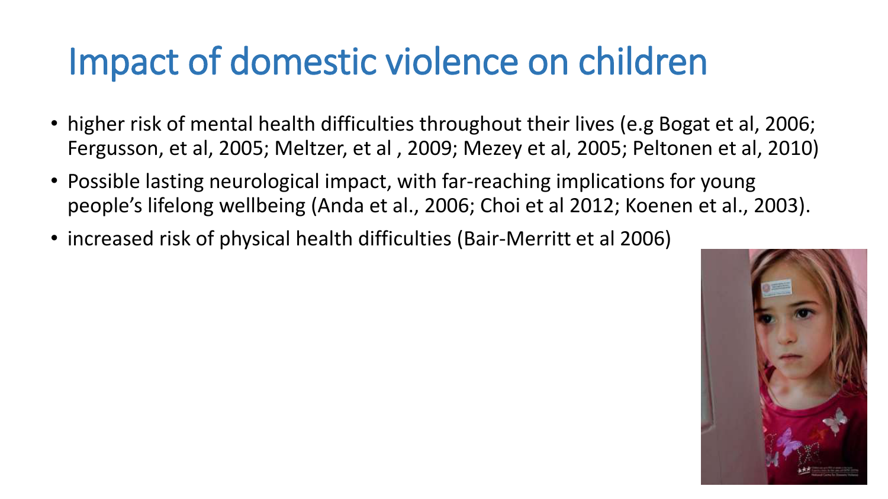# Impact of domestic violence on children

- higher risk of mental health difficulties throughout their lives (e.g Bogat et al, 2006; Fergusson, et al, 2005; Meltzer, et al , 2009; Mezey et al, 2005; Peltonen et al, 2010)
- Possible lasting neurological impact, with far-reaching implications for young people's lifelong wellbeing (Anda et al., 2006; Choi et al 2012; Koenen et al., 2003).
- increased risk of physical health difficulties (Bair-Merritt et al 2006)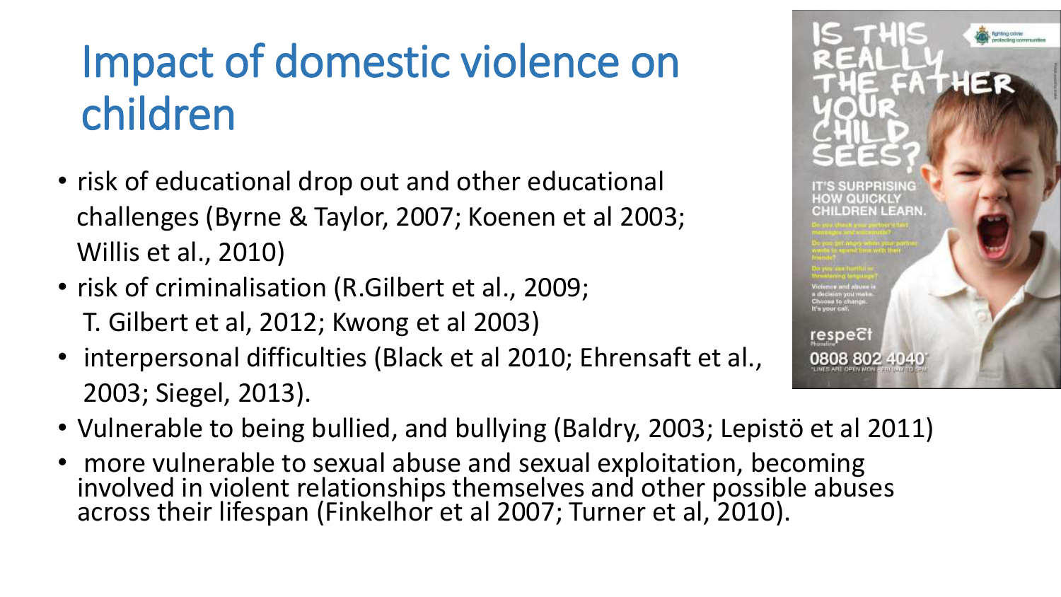# Impact of domestic violence on children

- risk of educational drop out and other educational challenges (Byrne & Taylor, 2007; Koenen et al 2003; Willis et al., 2010)
- risk of criminalisation (R.Gilbert et al., 2009; T. Gilbert et al, 2012; Kwong et al 2003)
- interpersonal difficulties (Black et al 2010; Ehrensaft et al., 2003; Siegel, 2013).
- Vulnerable to being bullied, and bullying (Baldry, 2003; Lepistö et al 2011)
- more vulnerable to sexual abuse and sexual exploitation, becoming involved in violent relationships themselves and other possible abuses across their lifespan (Finkelhor et al 2007; Turner et al, 2010).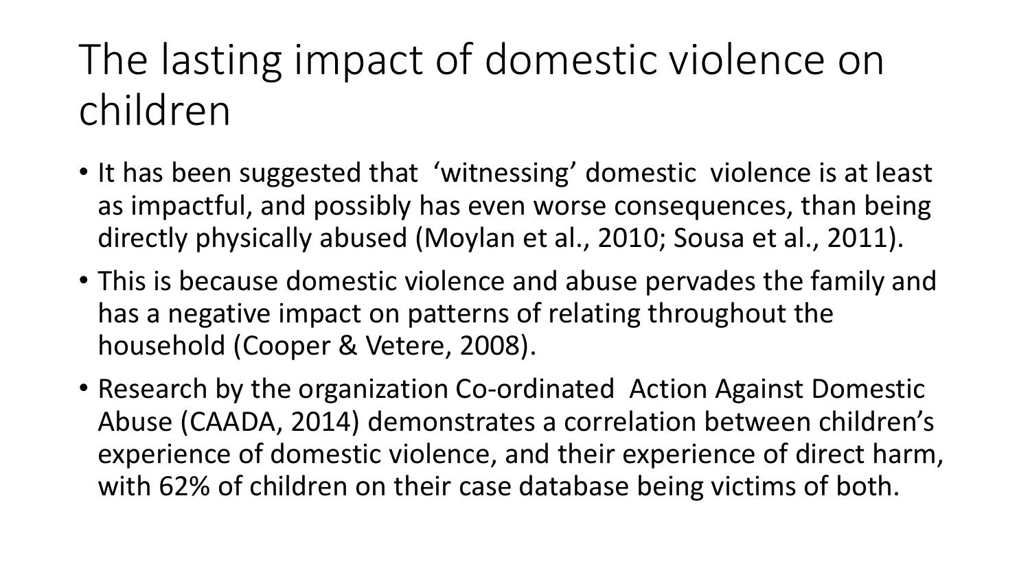# The lasting impact of domestic violence on children

- It has been suggested that 'witnessing' domestic violence is at least as impactful, and possibly has even worse consequences, than being directly physically abused (Moylan et al., 2010; Sousa et al., 2011).
- This is because domestic violence and abuse pervades the family and has a negative impact on patterns of relating throughout the household (Cooper & Vetere, 2008).
- Research by the organization Co-ordinated Action Against Domestic Abuse (CAADA, 2014) demonstrates a correlation between children's experience of domestic violence, and their experience of direct harm, with 62% of children on their case database being victims of both.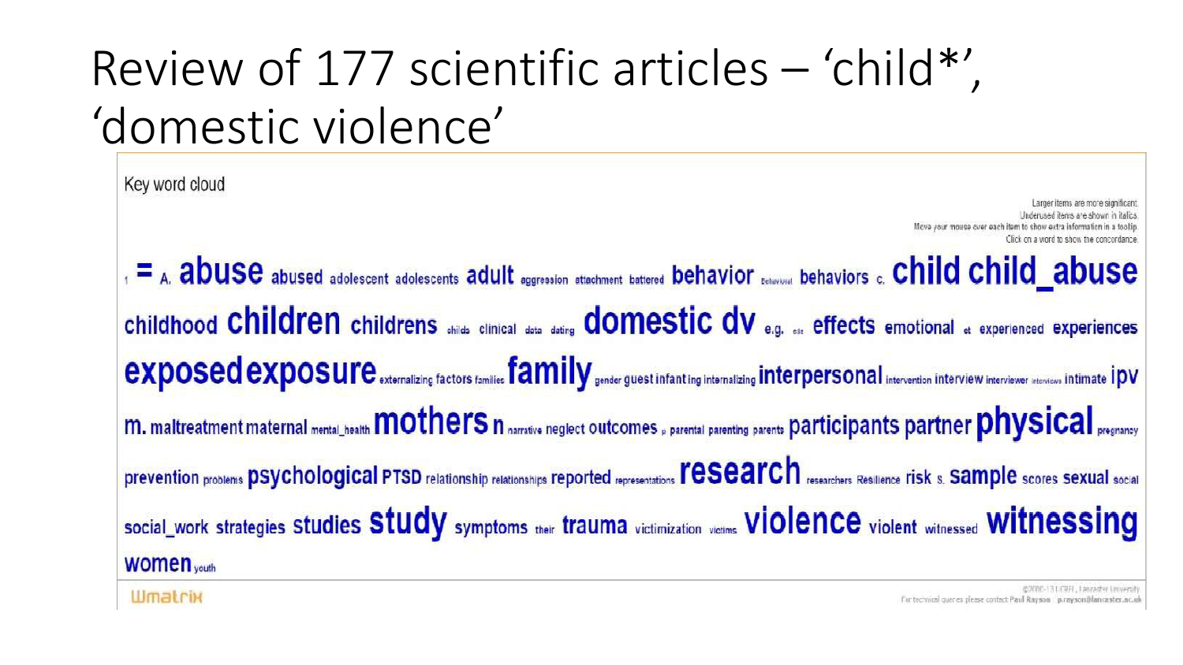# Review of 177 scientific articles – 'child*', 'domestic violence'

Key word cloud

Larger items are more significant.
Underused items are shown in italics.
Move your mouse over each item to show extra information in a tooltip.
Click on a word to show the concordance.

1 = A. abuse abused adolescent adolescents adult aggression attachment battered behavior Behavioral behaviors c. child child_abuse childhood children childrens childs clinical data dating domestic dv e.g. et al. effects emotional et experienced experiences exposed exposure externalizing factors families family gender guest infant ing internalizing interpersonal intervention interview interviewer interviews intimate ipv m. maltreatment maternal mental_health mothers n narrative neglect outcomes p parental parenting parents participants partner physical pregnancy prevention problems psychological PTSD relationship relationships reported representations research researchers Resilience risk s. sample scores sexual social social_work strategies studies study symptoms their trauma victimization victims violence violent witnessed witnessing women youth

Wmatrix

©2000-13 UCREL, Lancaster University
For technical queries please contact Paul Rayson : p.rayson@lancaster.ac.uk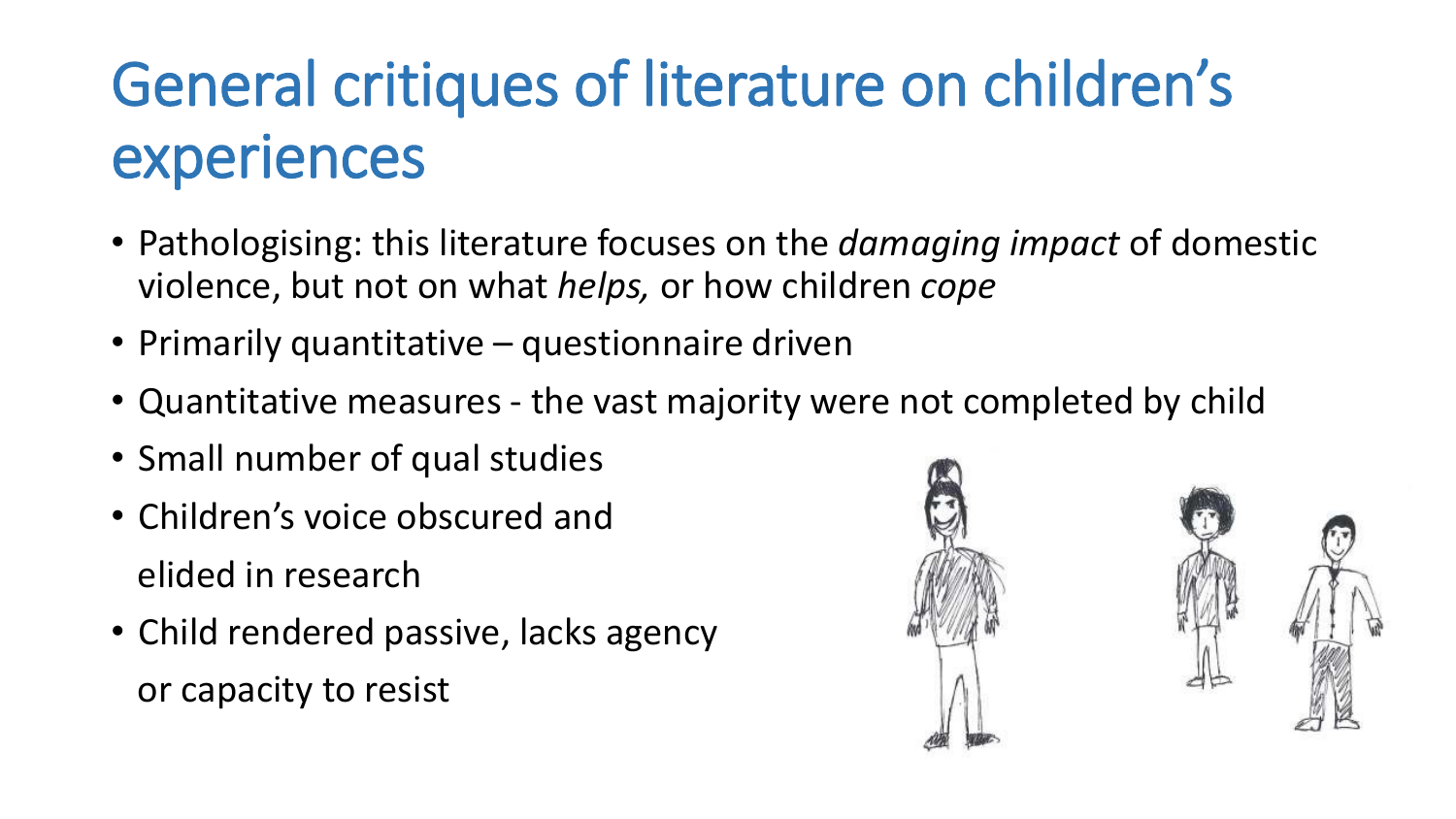# General critiques of literature on children's experiences

- Pathologising: this literature focuses on the *damaging impact* of domestic violence, but not on what *helps,* or how children *cope*
- Primarily quantitative – questionnaire driven
- Quantitative measures - the vast majority were not completed by child
- Small number of qual studies
- Children's voice obscured and elided in research
- Child rendered passive, lacks agency or capacity to resist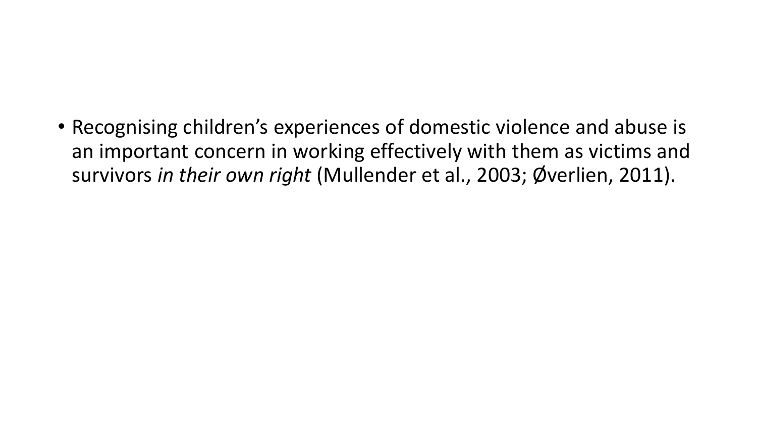- Recognising children's experiences of domestic violence and abuse is an important concern in working effectively with them as victims and survivors *in their own right* (Mullender et al., 2003; Øverlien, 2011).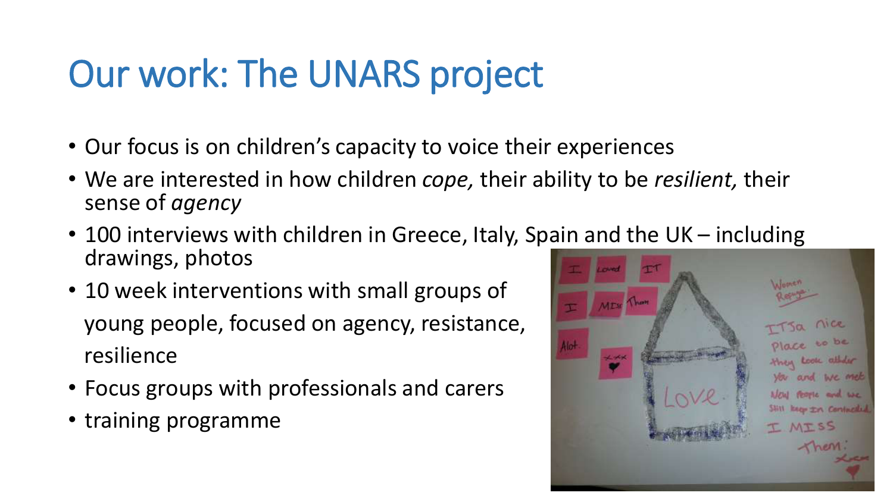# Our work: The UNARS project

- Our focus is on children's capacity to voice their experiences
- We are interested in how children *cope,* their ability to be *resilient,* their sense of *agency*
- 100 interviews with children in Greece, Italy, Spain and the UK – including drawings, photos
- 10 week interventions with small groups of young people, focused on agency, resistance, resilience
- Focus groups with professionals and carers
- training programme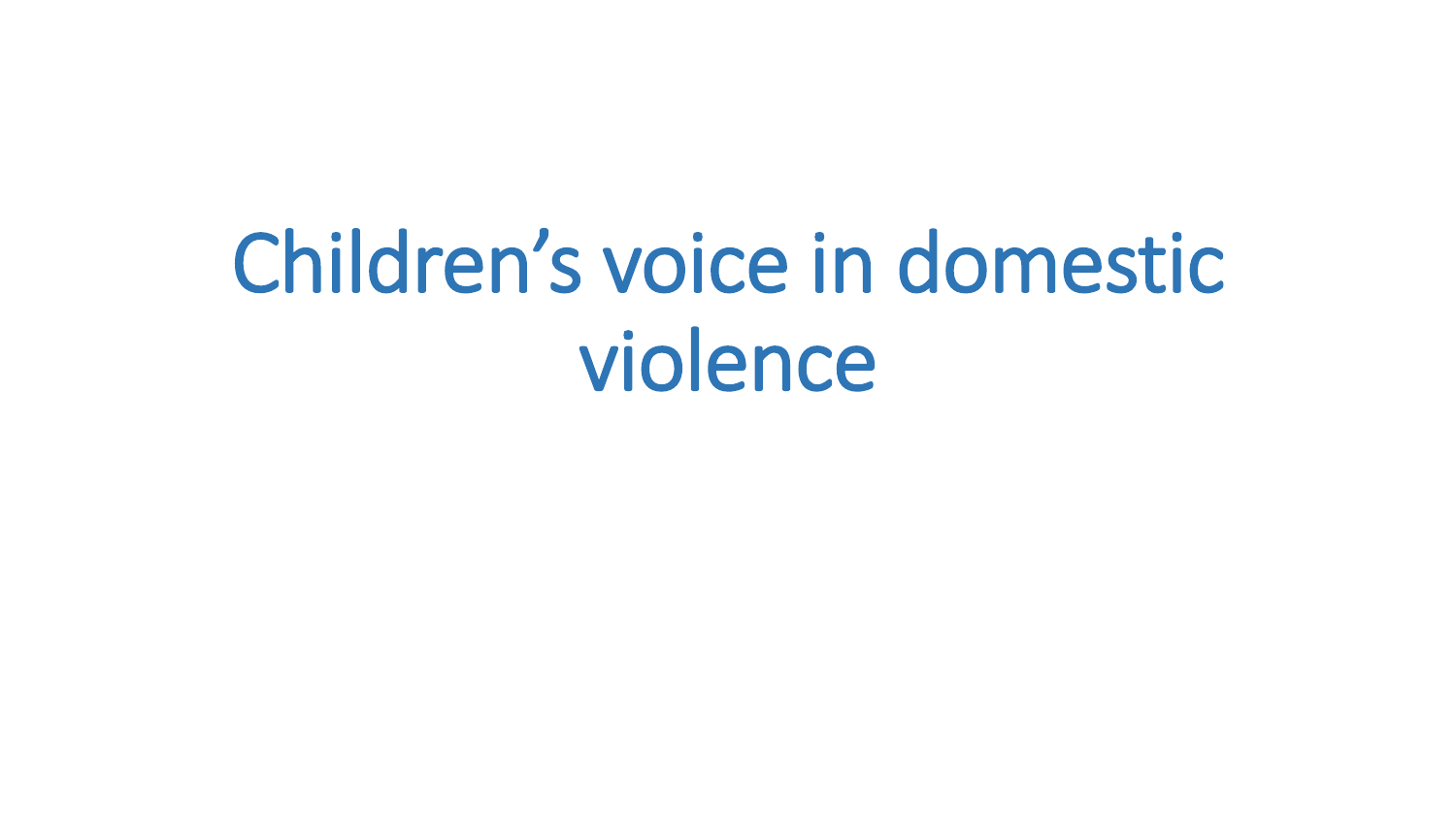# Children's voice in domestic violence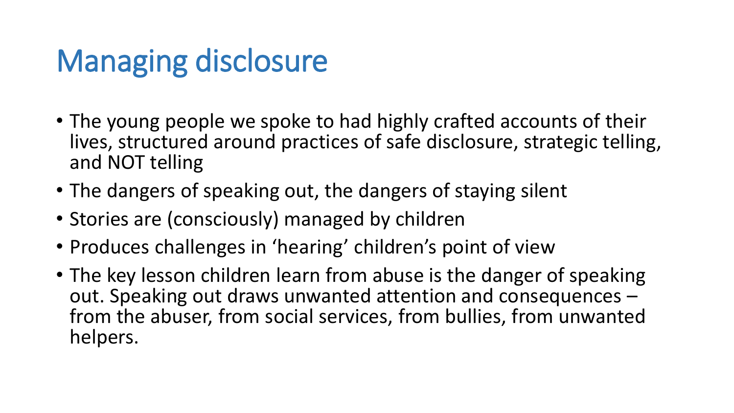# Managing disclosure

- The young people we spoke to had highly crafted accounts of their lives, structured around practices of safe disclosure, strategic telling, and NOT telling
- The dangers of speaking out, the dangers of staying silent
- Stories are (consciously) managed by children
- Produces challenges in 'hearing' children's point of view
- The key lesson children learn from abuse is the danger of speaking out. Speaking out draws unwanted attention and consequences – from the abuser, from social services, from bullies, from unwanted helpers.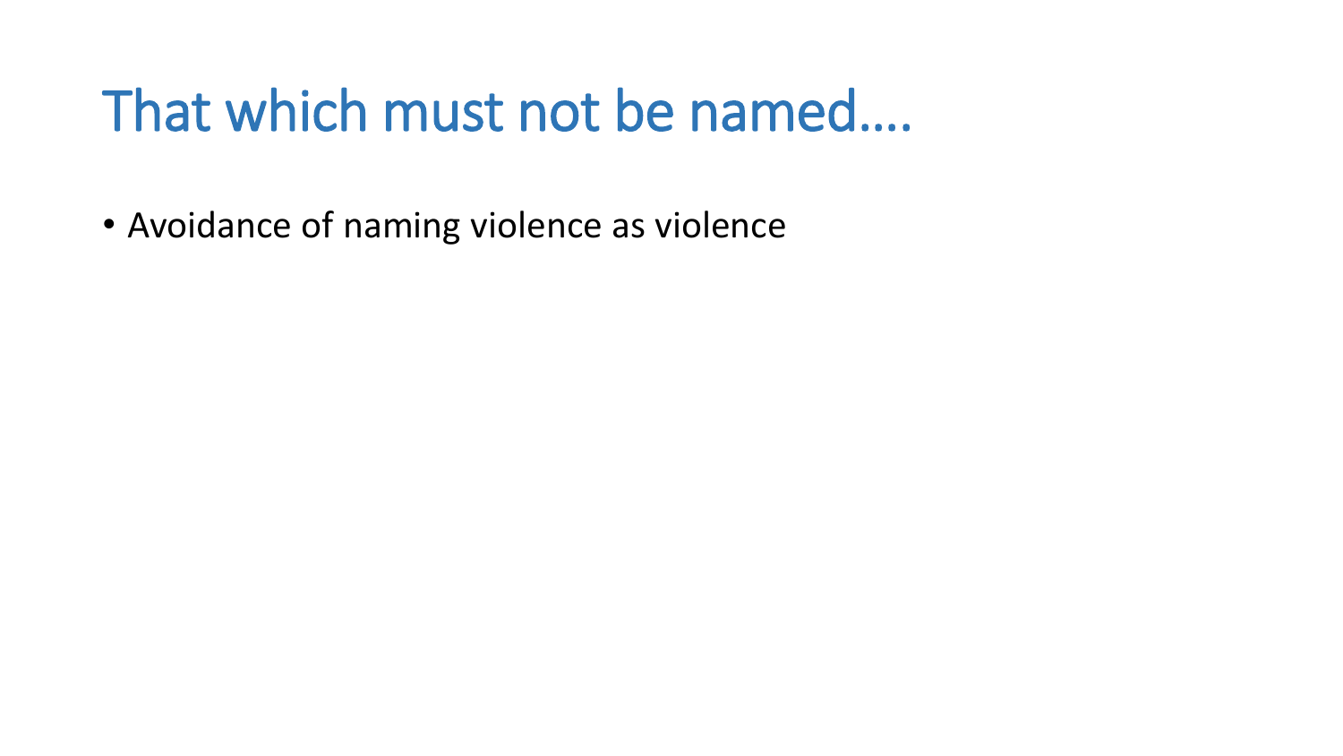# That which must not be named….

- Avoidance of naming violence as violence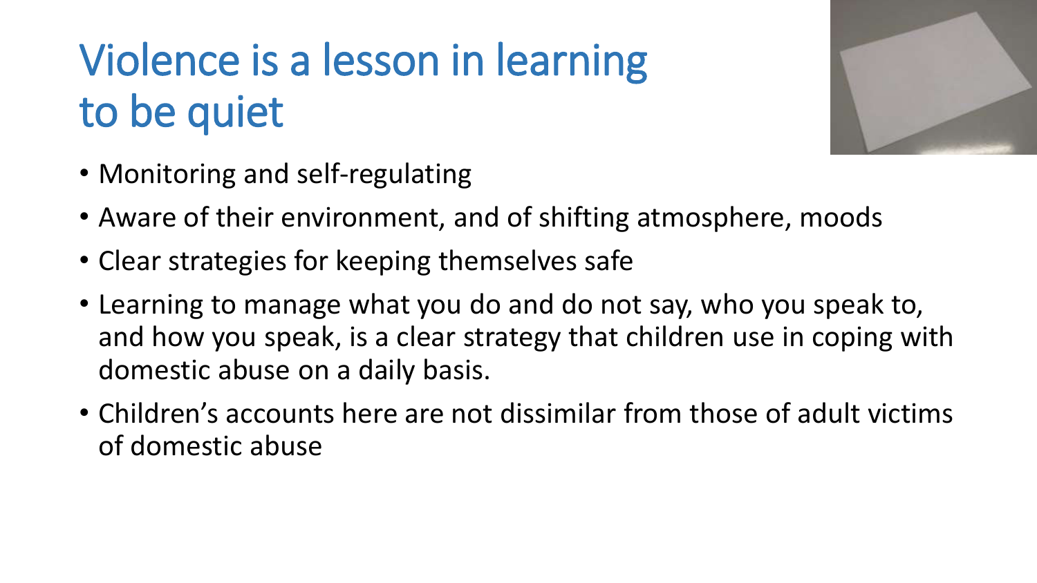# Violence is a lesson in learning to be quiet

- Monitoring and self-regulating
- Aware of their environment, and of shifting atmosphere, moods
- Clear strategies for keeping themselves safe
- Learning to manage what you do and do not say, who you speak to, and how you speak, is a clear strategy that children use in coping with domestic abuse on a daily basis.
- Children's accounts here are not dissimilar from those of adult victims of domestic abuse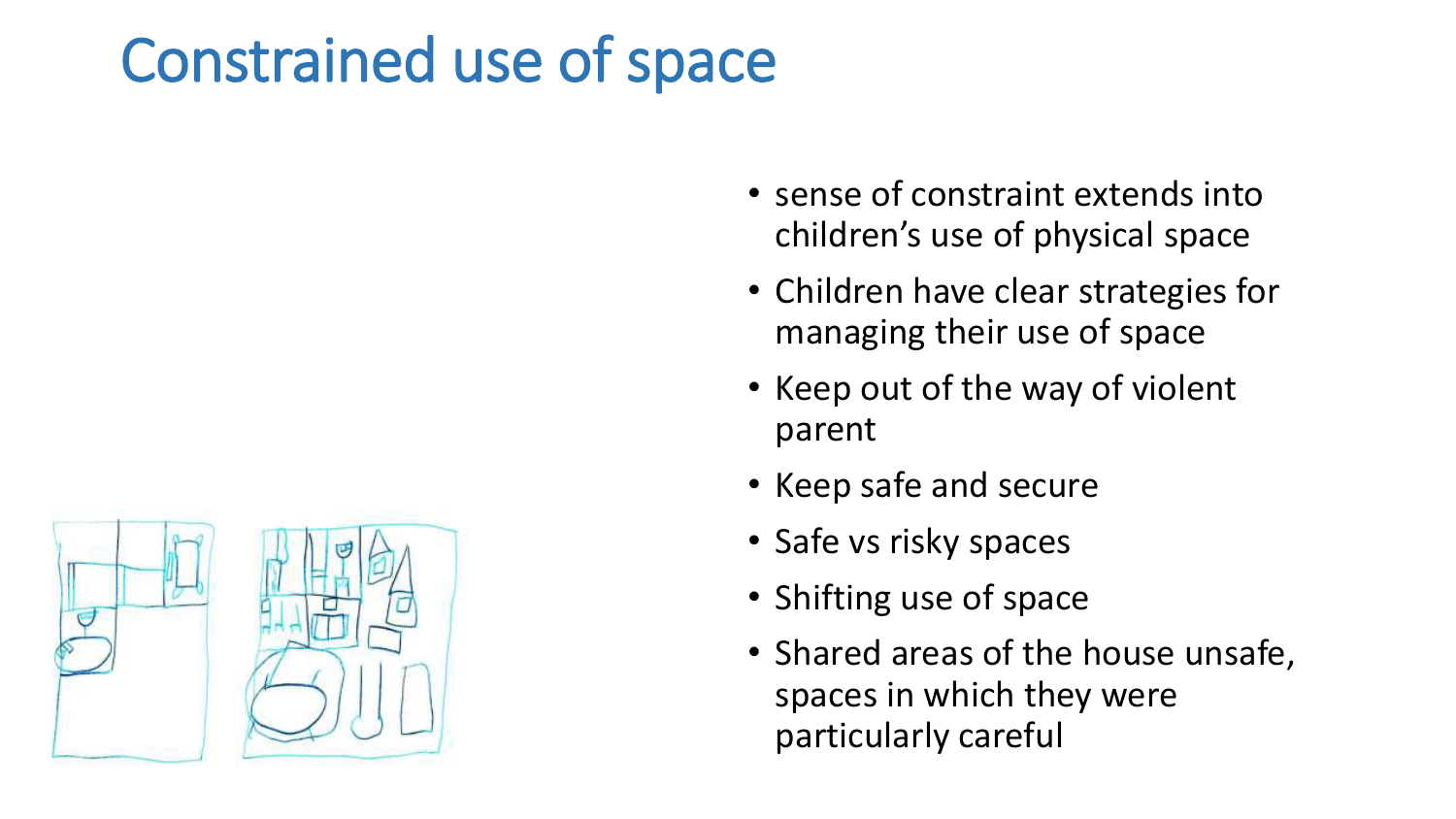# Constrained use of space

- sense of constraint extends into children's use of physical space
- Children have clear strategies for managing their use of space
- Keep out of the way of violent parent
- Keep safe and secure
- Safe vs risky spaces
- Shifting use of space
- Shared areas of the house unsafe, spaces in which they were particularly careful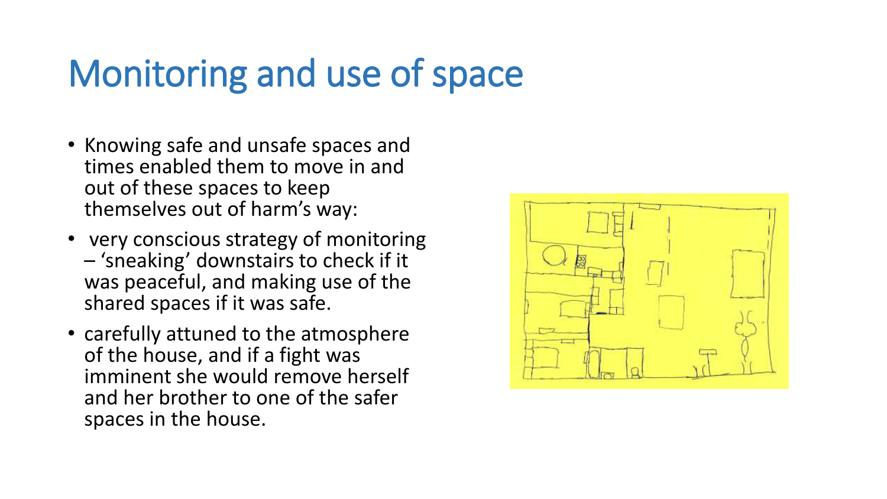# Monitoring and use of space

- Knowing safe and unsafe spaces and times enabled them to move in and out of these spaces to keep themselves out of harm's way:
- very conscious strategy of monitoring – 'sneaking' downstairs to check if it was peaceful, and making use of the shared spaces if it was safe.
- carefully attuned to the atmosphere of the house, and if a fight was imminent she would remove herself and her brother to one of the safer spaces in the house.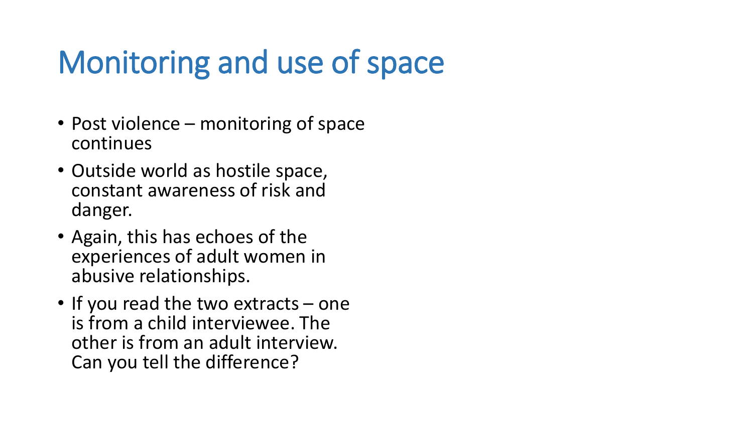# Monitoring and use of space

- Post violence – monitoring of space continues
- Outside world as hostile space, constant awareness of risk and danger.
- Again, this has echoes of the experiences of adult women in abusive relationships.
- If you read the two extracts – one is from a child interviewee. The other is from an adult interview. Can you tell the difference?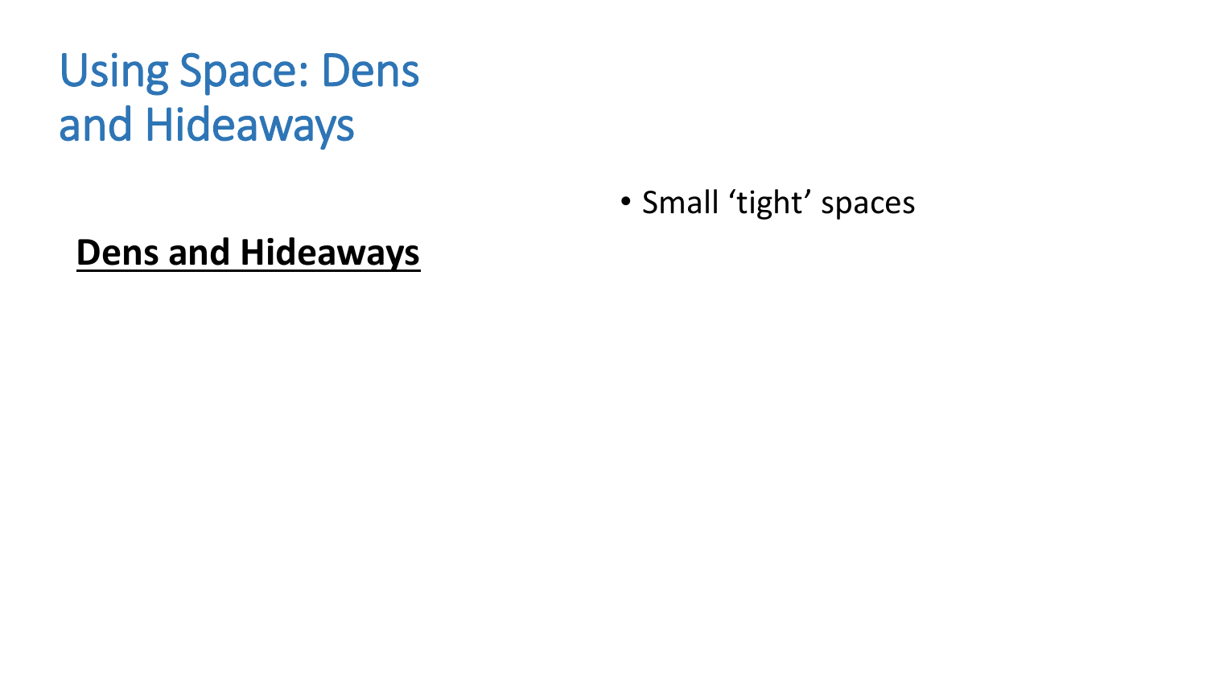# Using Space: Dens and Hideaways

**Dens and Hideaways**

- Small ‘tight’ spaces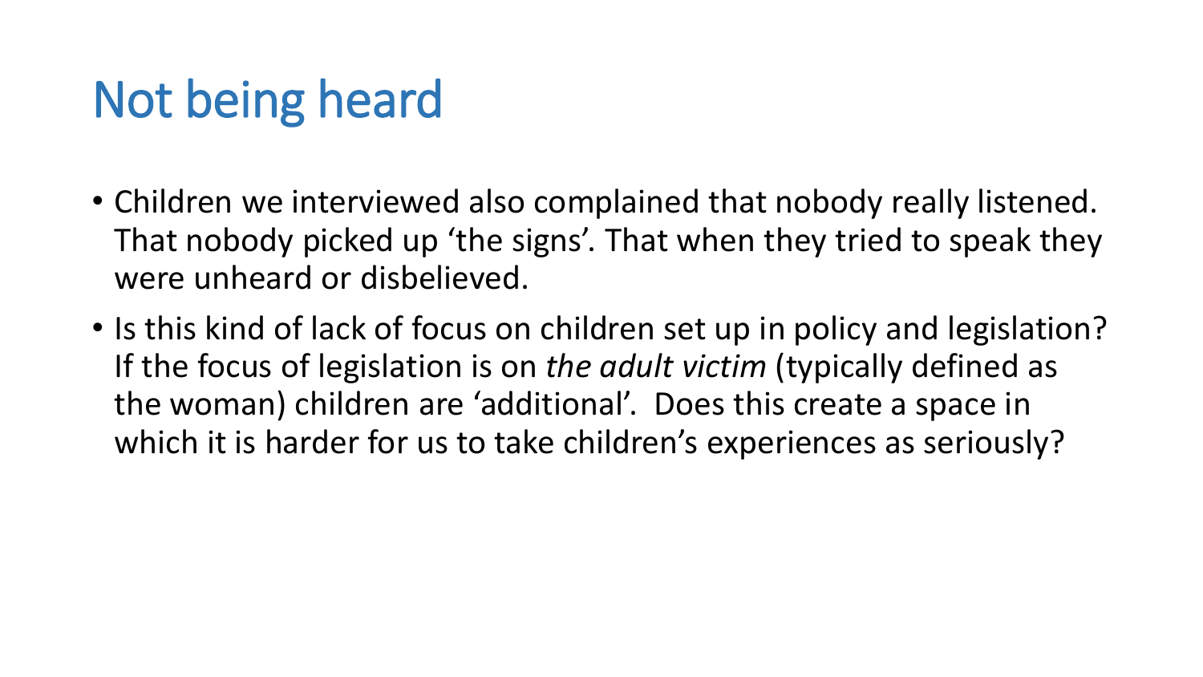# Not being heard

- Children we interviewed also complained that nobody really listened. That nobody picked up 'the signs'. That when they tried to speak they were unheard or disbelieved.
- Is this kind of lack of focus on children set up in policy and legislation? If the focus of legislation is on *the adult victim* (typically defined as the woman) children are 'additional'. Does this create a space in which it is harder for us to take children's experiences as seriously?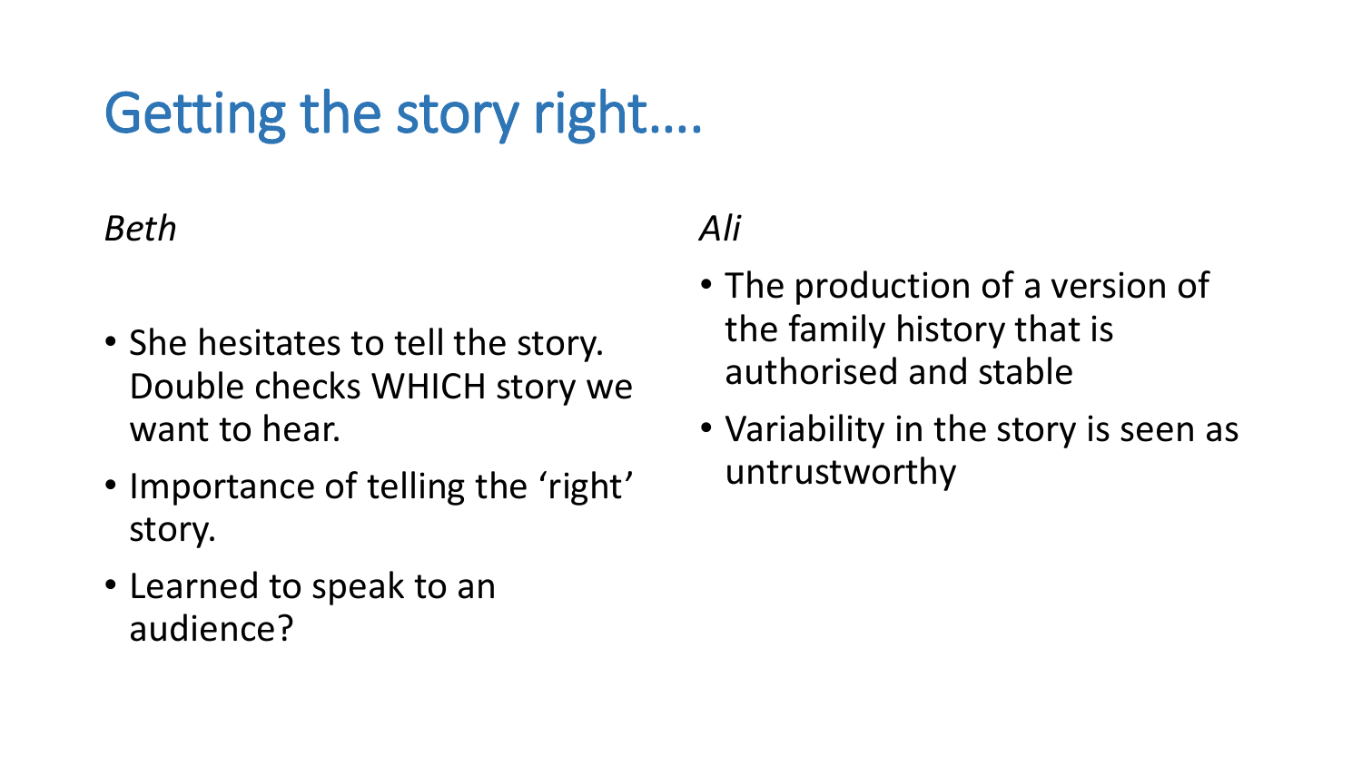# Getting the story right….

*Beth*

- She hesitates to tell the story. Double checks WHICH story we want to hear.
- Importance of telling the 'right' story.
- Learned to speak to an audience?

*Ali*

- The production of a version of the family history that is authorised and stable
- Variability in the story is seen as untrustworthy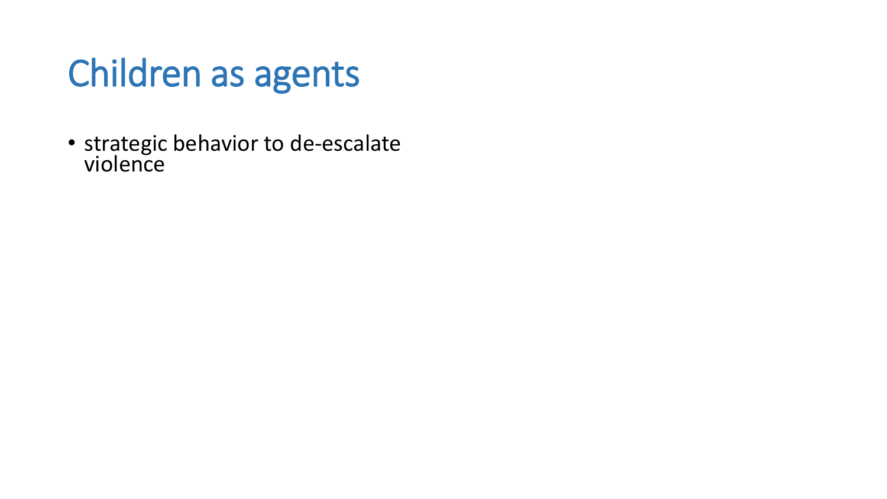# Children as agents

- strategic behavior to de-escalate violence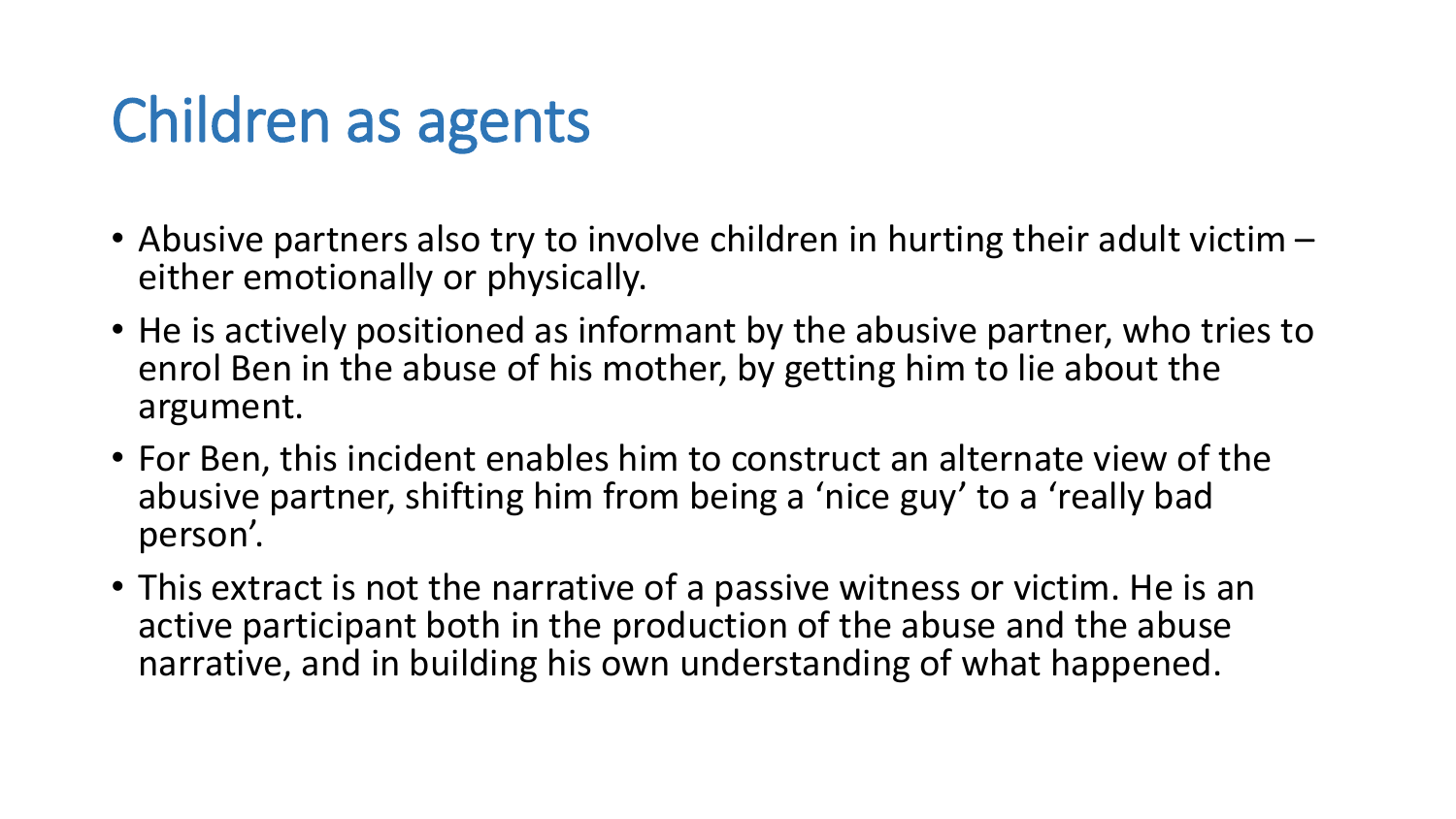# Children as agents

- Abusive partners also try to involve children in hurting their adult victim – either emotionally or physically.
- He is actively positioned as informant by the abusive partner, who tries to enrol Ben in the abuse of his mother, by getting him to lie about the argument.
- For Ben, this incident enables him to construct an alternate view of the abusive partner, shifting him from being a 'nice guy' to a 'really bad person'.
- This extract is not the narrative of a passive witness or victim. He is an active participant both in the production of the abuse and the abuse narrative, and in building his own understanding of what happened.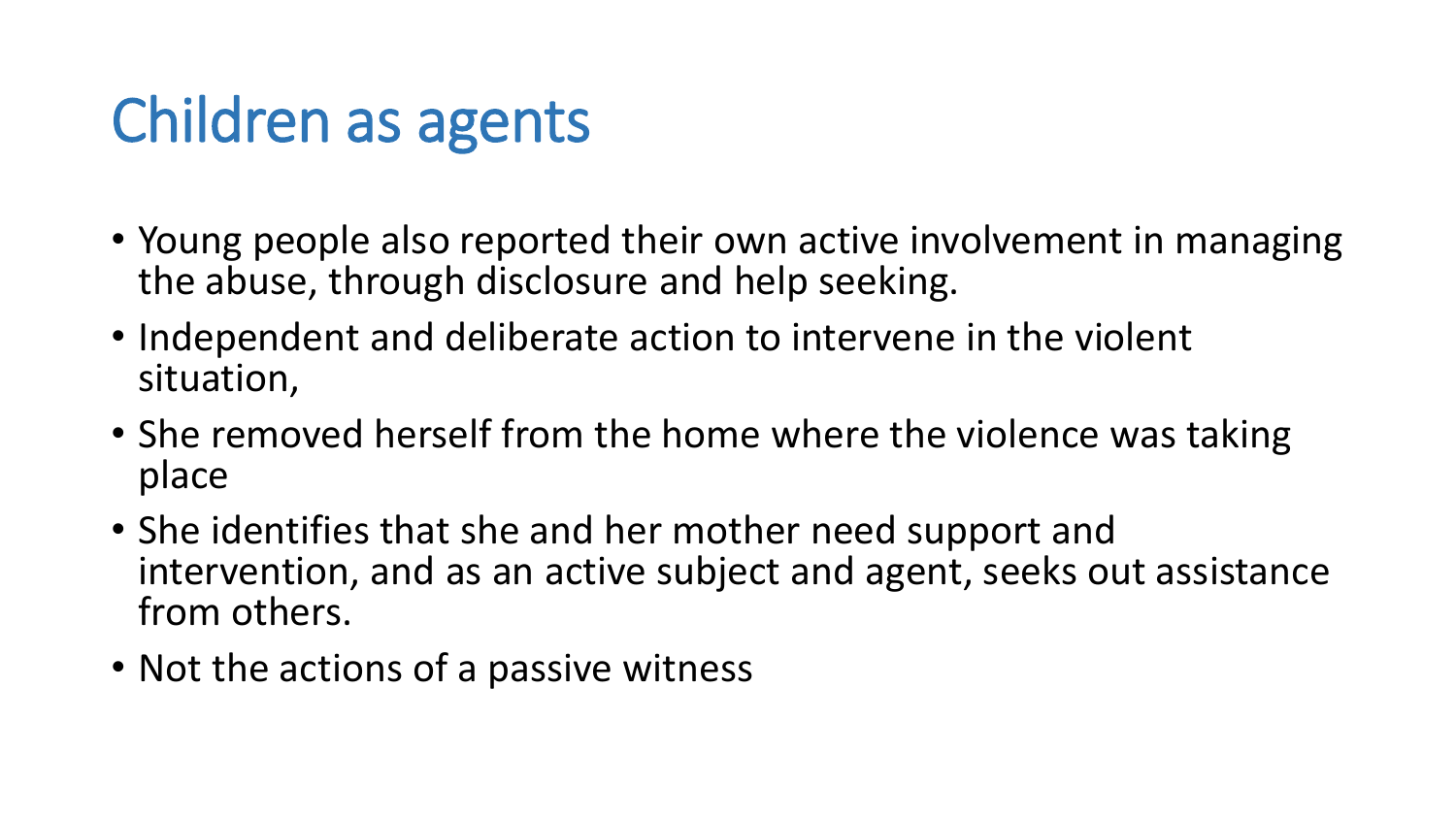# Children as agents

- Young people also reported their own active involvement in managing the abuse, through disclosure and help seeking.
- Independent and deliberate action to intervene in the violent situation,
- She removed herself from the home where the violence was taking place
- She identifies that she and her mother need support and intervention, and as an active subject and agent, seeks out assistance from others.
- Not the actions of a passive witness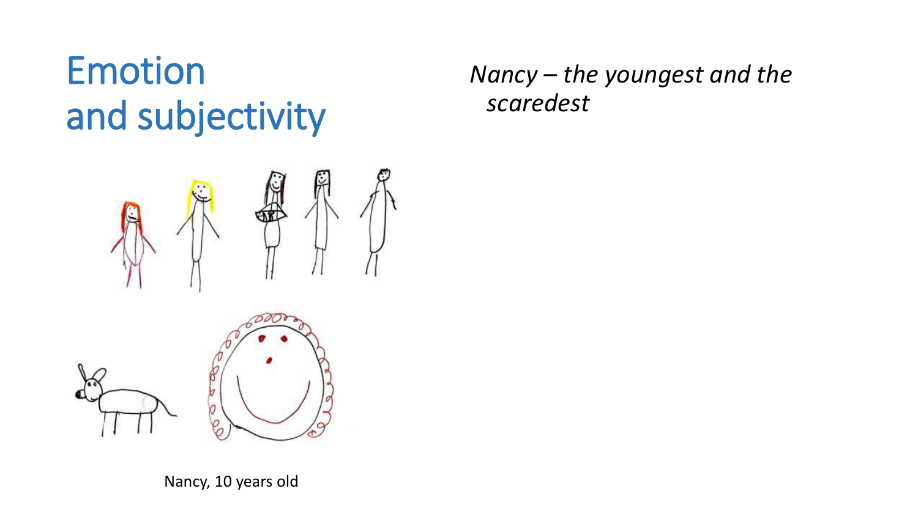# Emotion and subjectivity

*Nancy – the youngest and the scaredest*

Nancy, 10 years old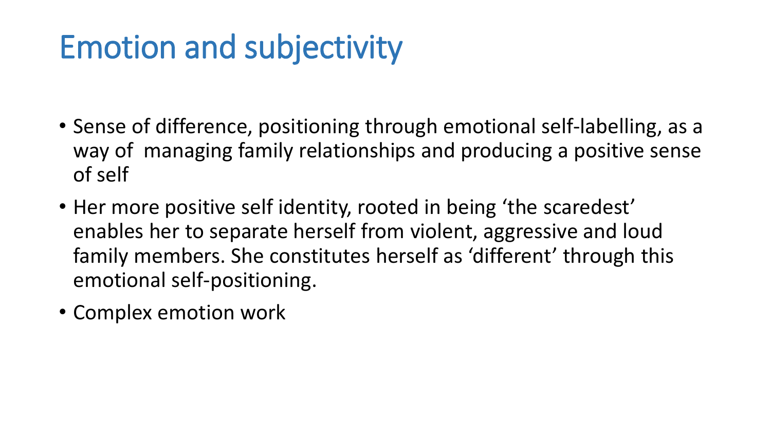# Emotion and subjectivity

- Sense of difference, positioning through emotional self-labelling, as a way of  managing family relationships and producing a positive sense of self
- Her more positive self identity, rooted in being 'the scaredest' enables her to separate herself from violent, aggressive and loud family members. She constitutes herself as 'different' through this emotional self-positioning.
- Complex emotion work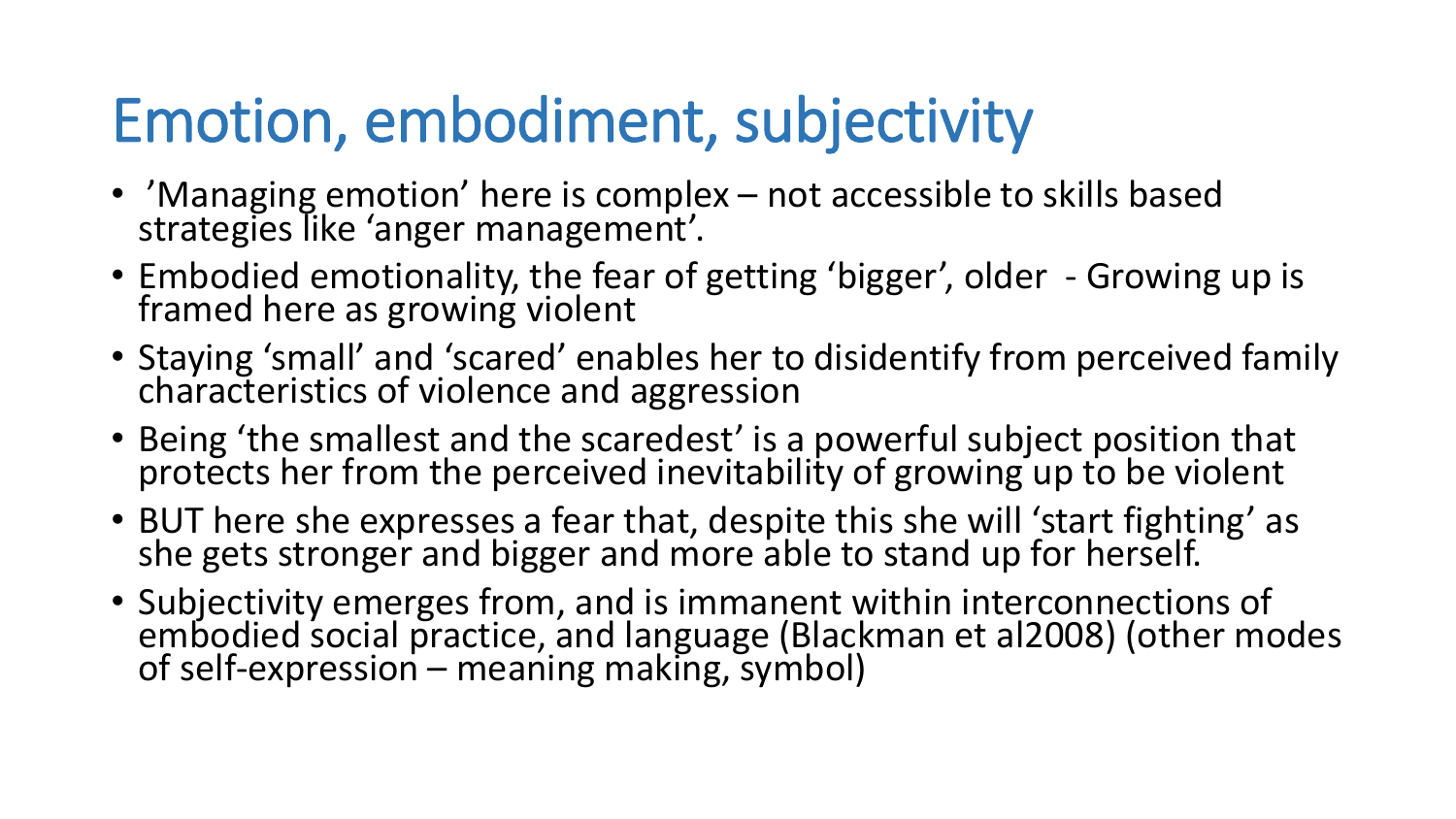# Emotion, embodiment, subjectivity

- ’Managing emotion’ here is complex – not accessible to skills based strategies like ‘anger management’.
- Embodied emotionality, the fear of getting ‘bigger’, older - Growing up is framed here as growing violent
- Staying ‘small’ and ‘scared’ enables her to disidentify from perceived family characteristics of violence and aggression
- Being ‘the smallest and the scaredest’ is a powerful subject position that protects her from the perceived inevitability of growing up to be violent
- BUT here she expresses a fear that, despite this she will ‘start fighting’ as she gets stronger and bigger and more able to stand up for herself.
- Subjectivity emerges from, and is immanent within interconnections of embodied social practice, and language (Blackman et al2008) (other modes of self-expression – meaning making, symbol)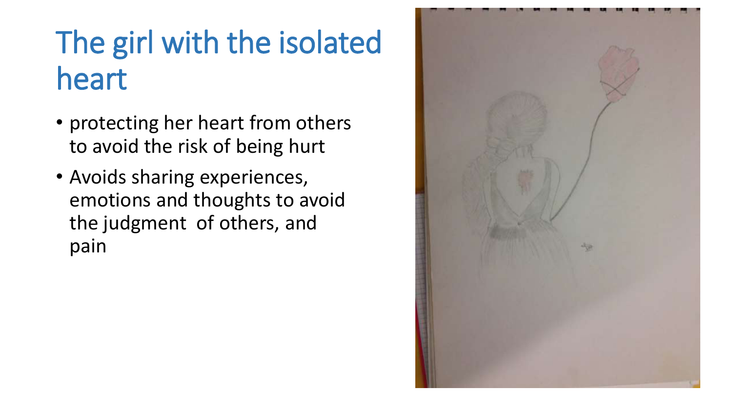# The girl with the isolated heart

- protecting her heart from others to avoid the risk of being hurt
- Avoids sharing experiences, emotions and thoughts to avoid the judgment  of others, and pain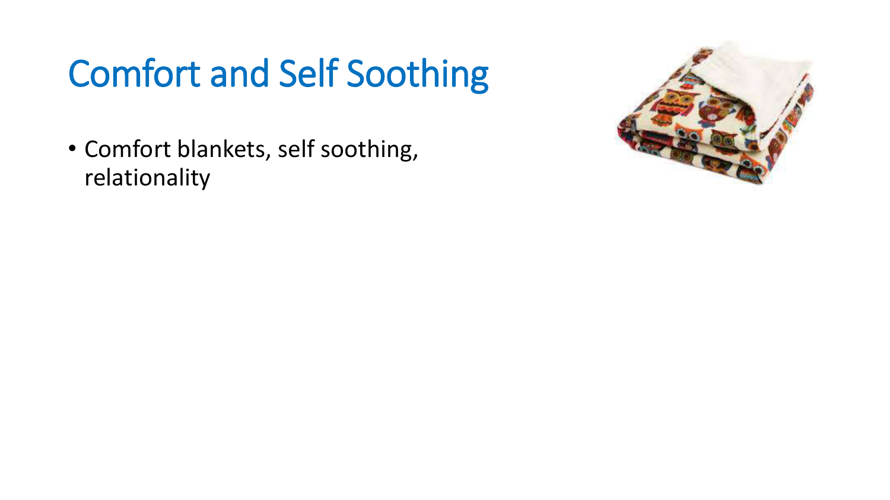# Comfort and Self Soothing

- Comfort blankets, self soothing, relationality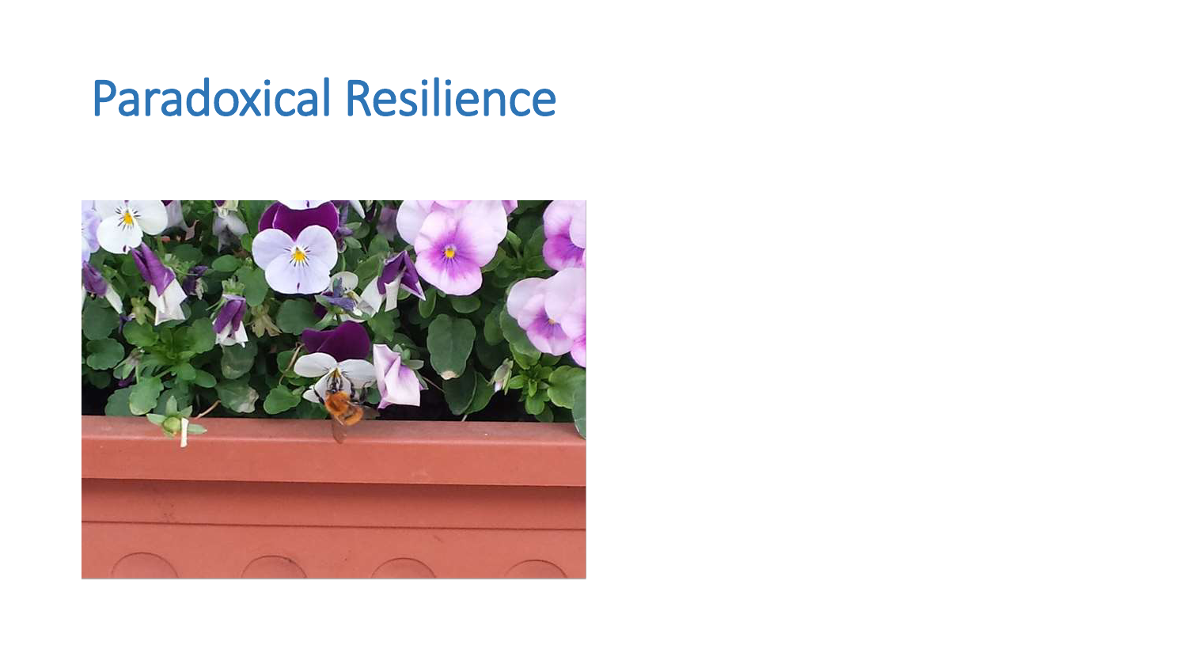# Paradoxical Resilience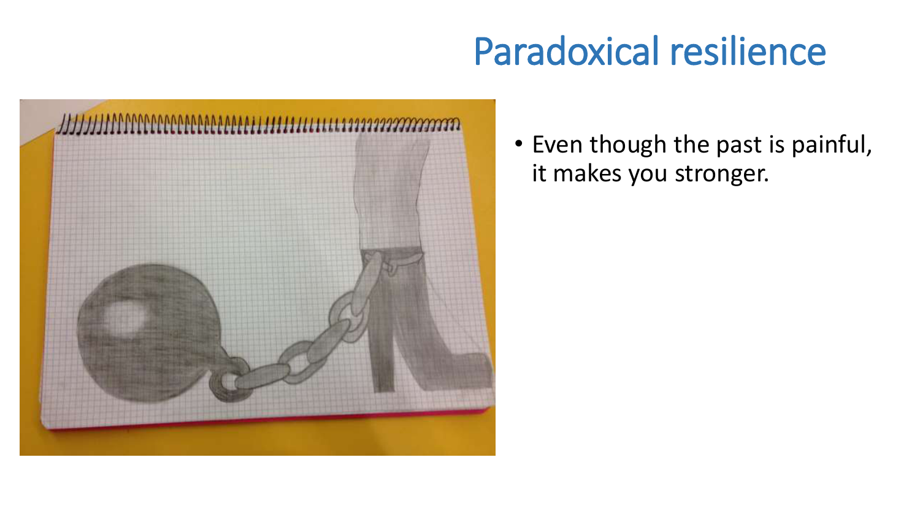# Paradoxical resilience

- Even though the past is painful, it makes you stronger.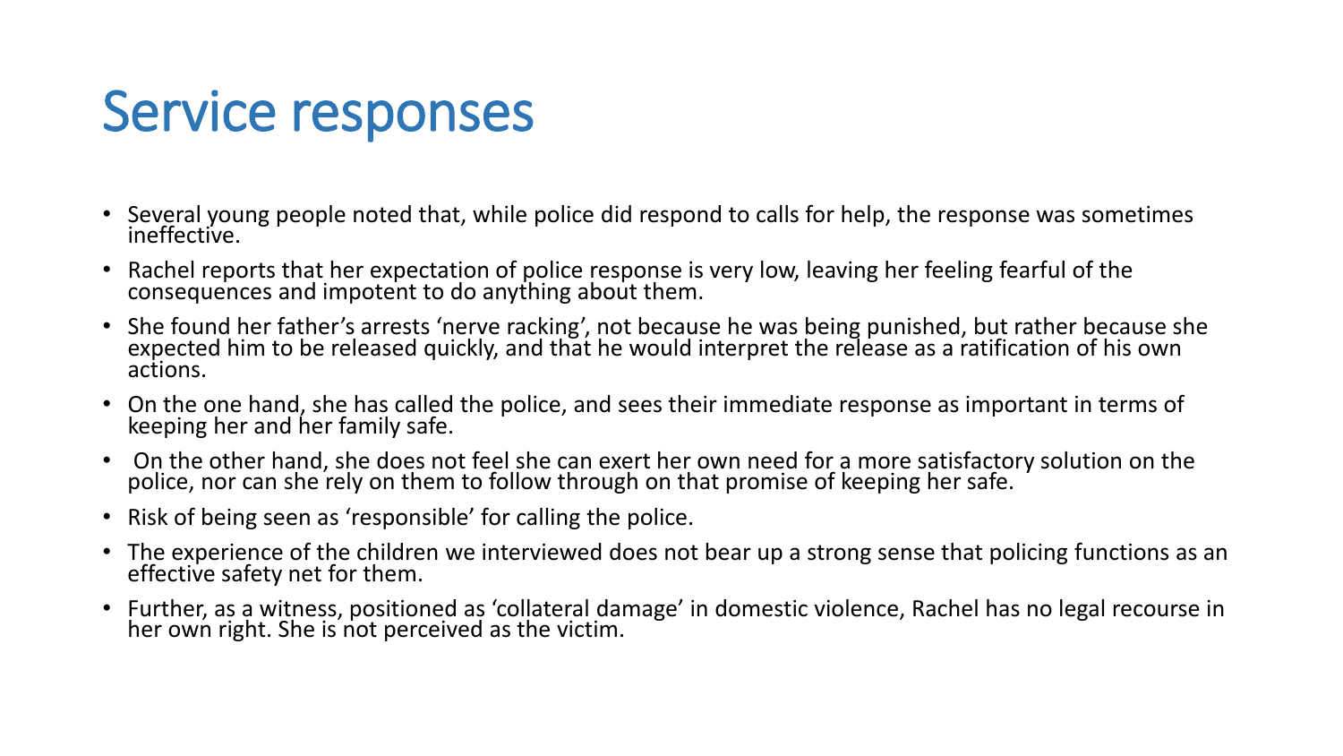# Service responses

- Several young people noted that, while police did respond to calls for help, the response was sometimes ineffective.
- Rachel reports that her expectation of police response is very low, leaving her feeling fearful of the consequences and impotent to do anything about them.
- She found her father's arrests 'nerve racking', not because he was being punished, but rather because she expected him to be released quickly, and that he would interpret the release as a ratification of his own actions.
- On the one hand, she has called the police, and sees their immediate response as important in terms of keeping her and her family safe.
- On the other hand, she does not feel she can exert her own need for a more satisfactory solution on the police, nor can she rely on them to follow through on that promise of keeping her safe.
- Risk of being seen as 'responsible' for calling the police.
- The experience of the children we interviewed does not bear up a strong sense that policing functions as an effective safety net for them.
- Further, as a witness, positioned as 'collateral damage' in domestic violence, Rachel has no legal recourse in her own right. She is not perceived as the victim.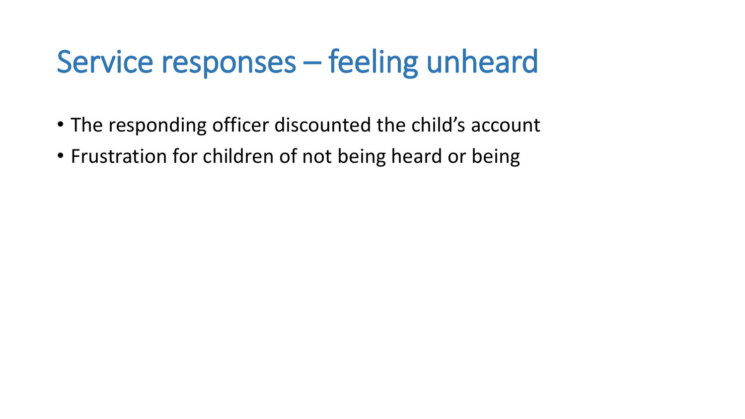# Service responses – feeling unheard

- The responding officer discounted the child's account
- Frustration for children of not being heard or being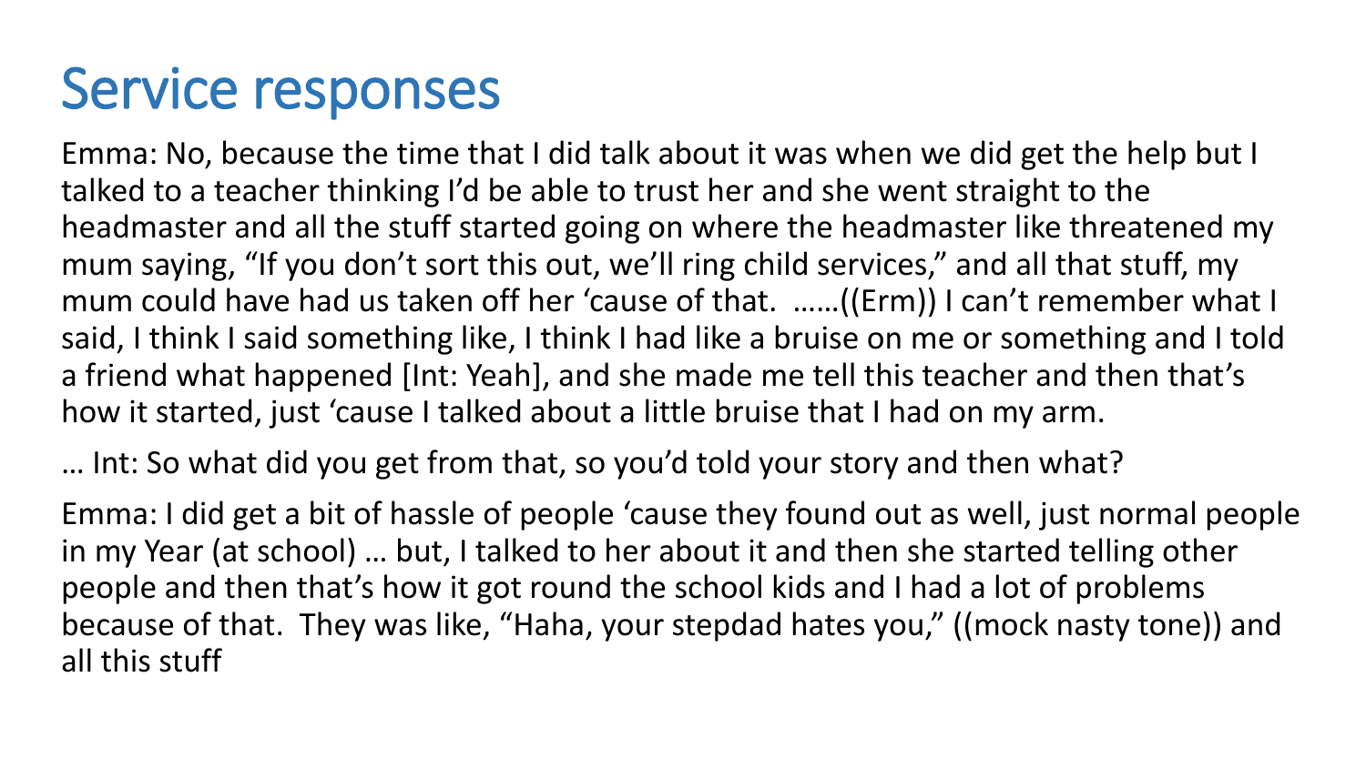# Service responses

Emma: No, because the time that I did talk about it was when we did get the help but I talked to a teacher thinking I'd be able to trust her and she went straight to the headmaster and all the stuff started going on where the headmaster like threatened my mum saying, "If you don't sort this out, we'll ring child services," and all that stuff, my mum could have had us taken off her 'cause of that. ……((Erm)) I can't remember what I said, I think I said something like, I think I had like a bruise on me or something and I told a friend what happened [Int: Yeah], and she made me tell this teacher and then that's how it started, just 'cause I talked about a little bruise that I had on my arm.

… Int: So what did you get from that, so you'd told your story and then what?

Emma: I did get a bit of hassle of people 'cause they found out as well, just normal people in my Year (at school) … but, I talked to her about it and then she started telling other people and then that's how it got round the school kids and I had a lot of problems because of that. They was like, "Haha, your stepdad hates you," ((mock nasty tone)) and all this stuff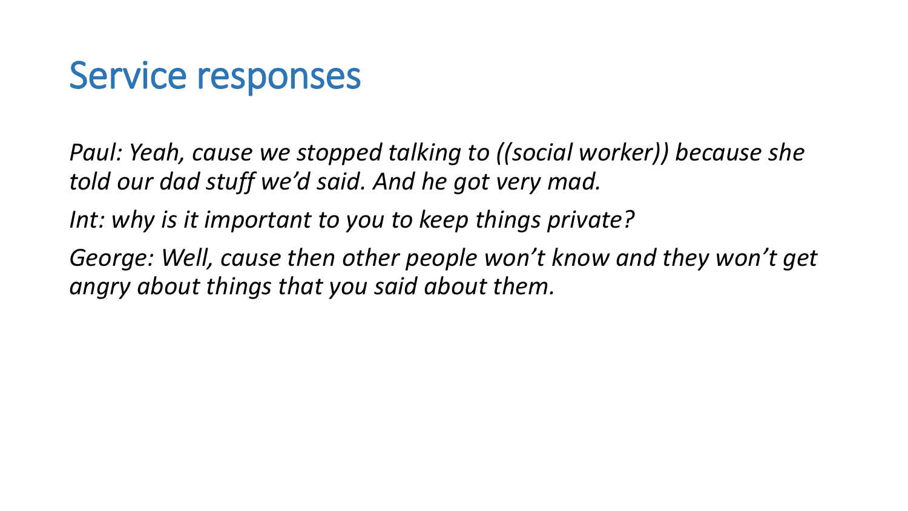# Service responses

*Paul: Yeah, cause we stopped talking to ((social worker)) because she told our dad stuff we'd said. And he got very mad.*

*Int: why is it important to you to keep things private?*

*George: Well, cause then other people won't know and they won't get angry about things that you said about them.*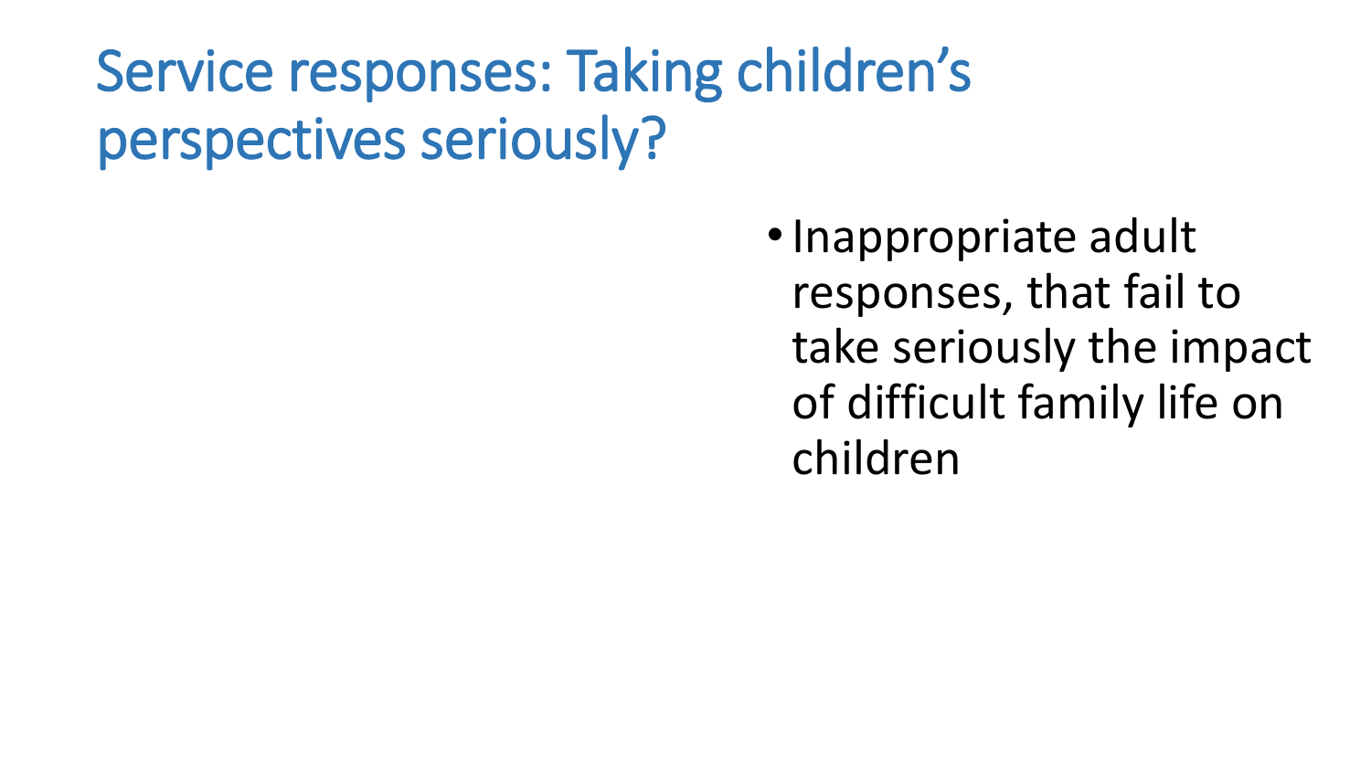# Service responses: Taking children's perspectives seriously?

- Inappropriate adult responses, that fail to take seriously the impact of difficult family life on children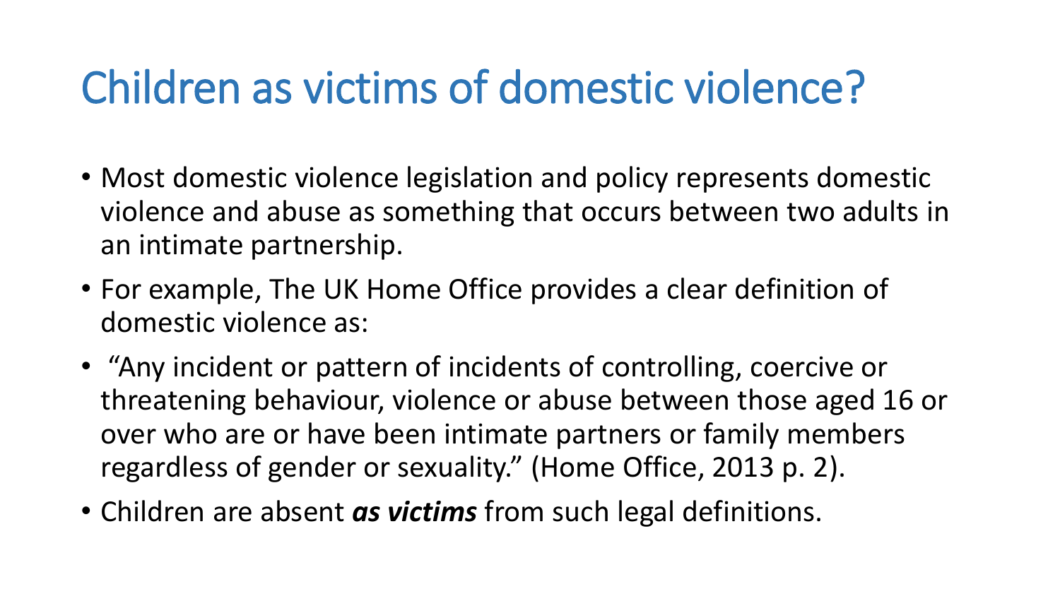# Children as victims of domestic violence?

- Most domestic violence legislation and policy represents domestic violence and abuse as something that occurs between two adults in an intimate partnership.
- For example, The UK Home Office provides a clear definition of domestic violence as:
- "Any incident or pattern of incidents of controlling, coercive or threatening behaviour, violence or abuse between those aged 16 or over who are or have been intimate partners or family members regardless of gender or sexuality." (Home Office, 2013 p. 2).
- Children are absent ***as victims*** from such legal definitions.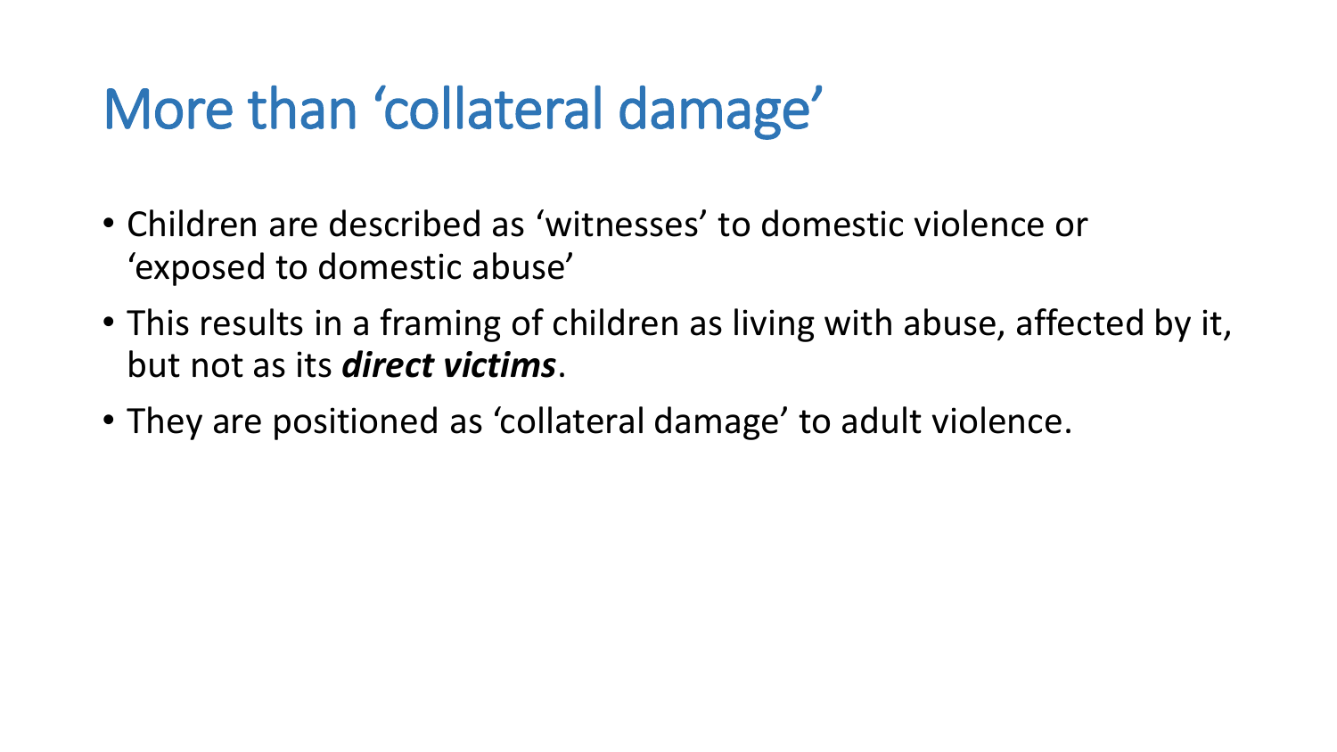# More than 'collateral damage'

- Children are described as 'witnesses' to domestic violence or 'exposed to domestic abuse'
- This results in a framing of children as living with abuse, affected by it, but not as its ***direct victims***.
- They are positioned as 'collateral damage' to adult violence.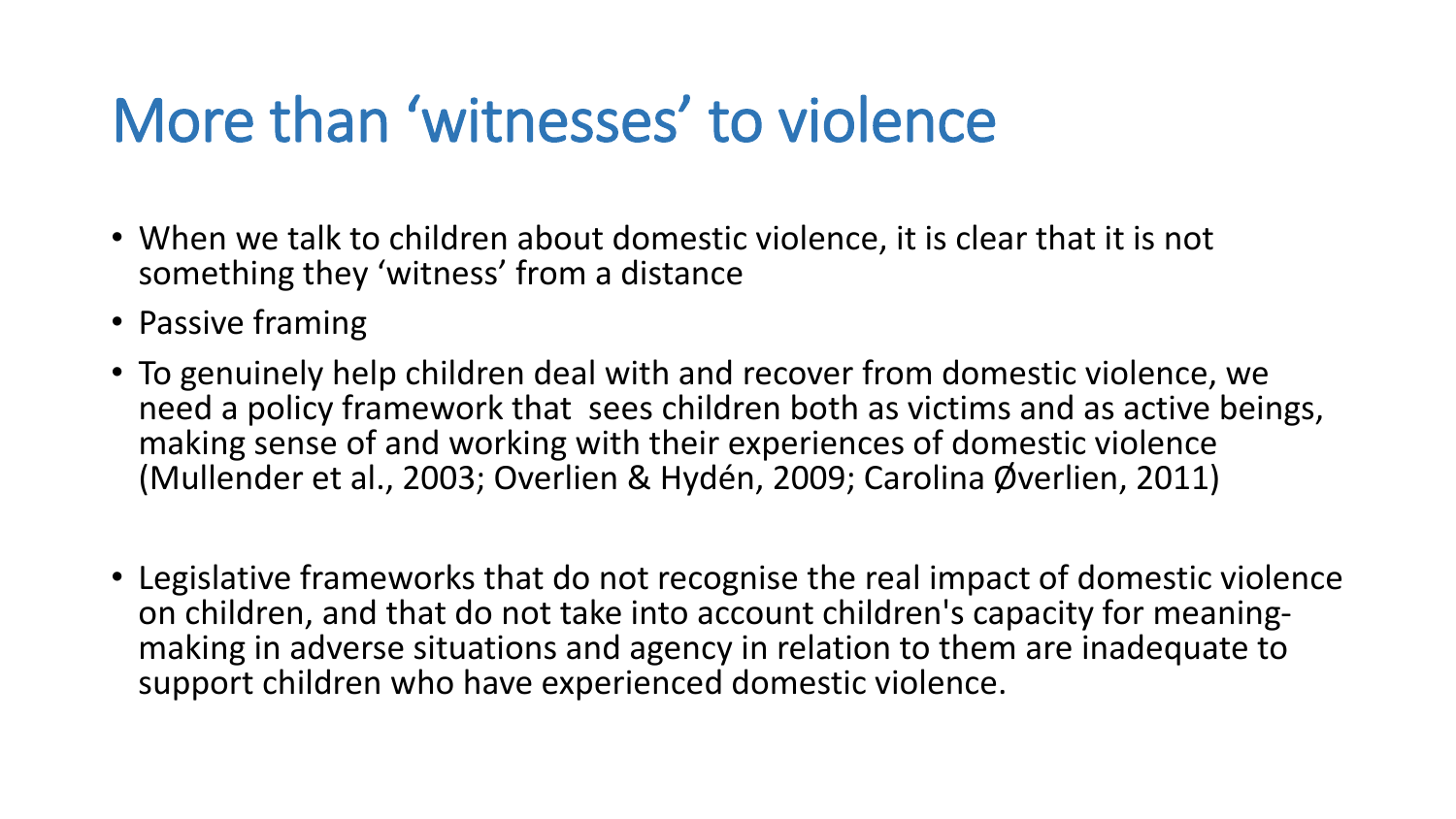# More than 'witnesses' to violence

- When we talk to children about domestic violence, it is clear that it is not something they 'witness' from a distance
- Passive framing
- To genuinely help children deal with and recover from domestic violence, we need a policy framework that sees children both as victims and as active beings, making sense of and working with their experiences of domestic violence (Mullender et al., 2003; Overlien & Hydén, 2009; Carolina Øverlien, 2011)
- Legislative frameworks that do not recognise the real impact of domestic violence on children, and that do not take into account children's capacity for meaning-making in adverse situations and agency in relation to them are inadequate to support children who have experienced domestic violence.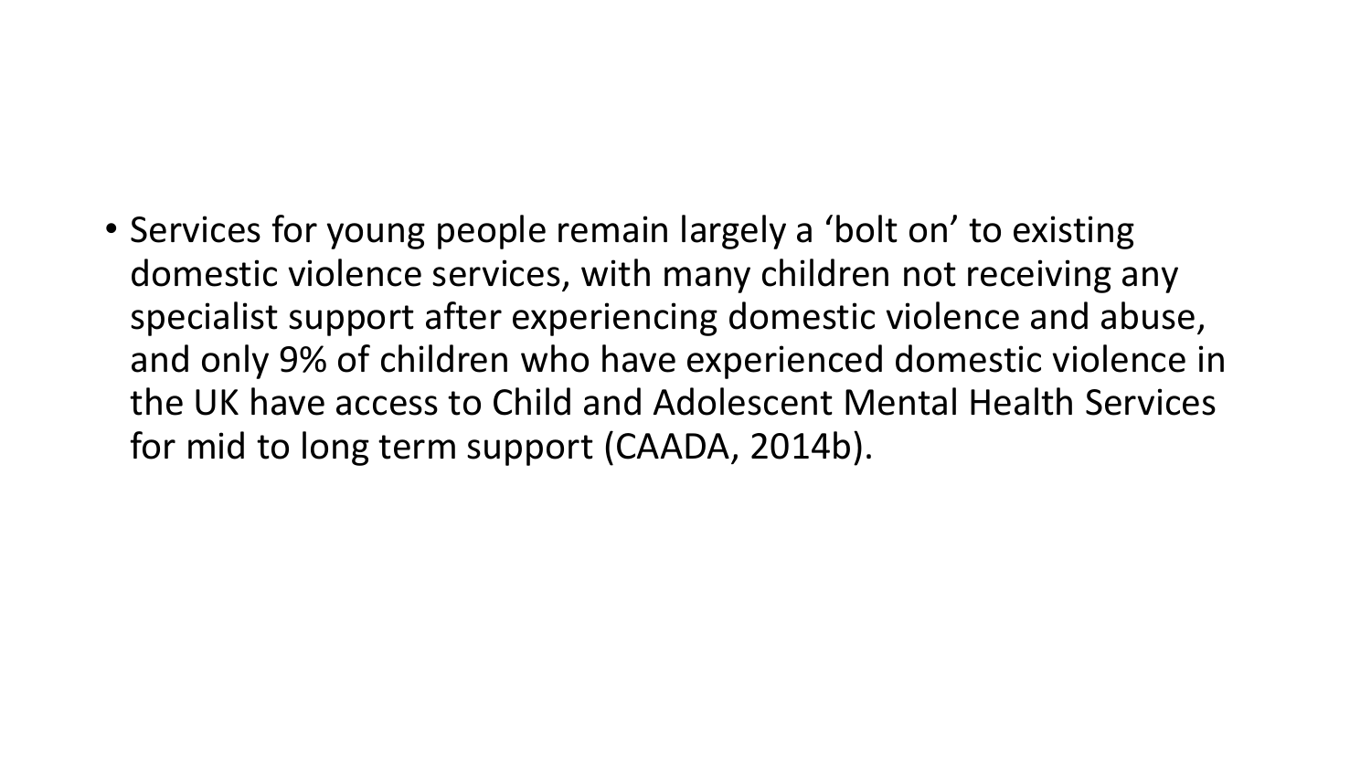- Services for young people remain largely a ‘bolt on’ to existing domestic violence services, with many children not receiving any specialist support after experiencing domestic violence and abuse, and only 9% of children who have experienced domestic violence in the UK have access to Child and Adolescent Mental Health Services for mid to long term support (CAADA, 2014b).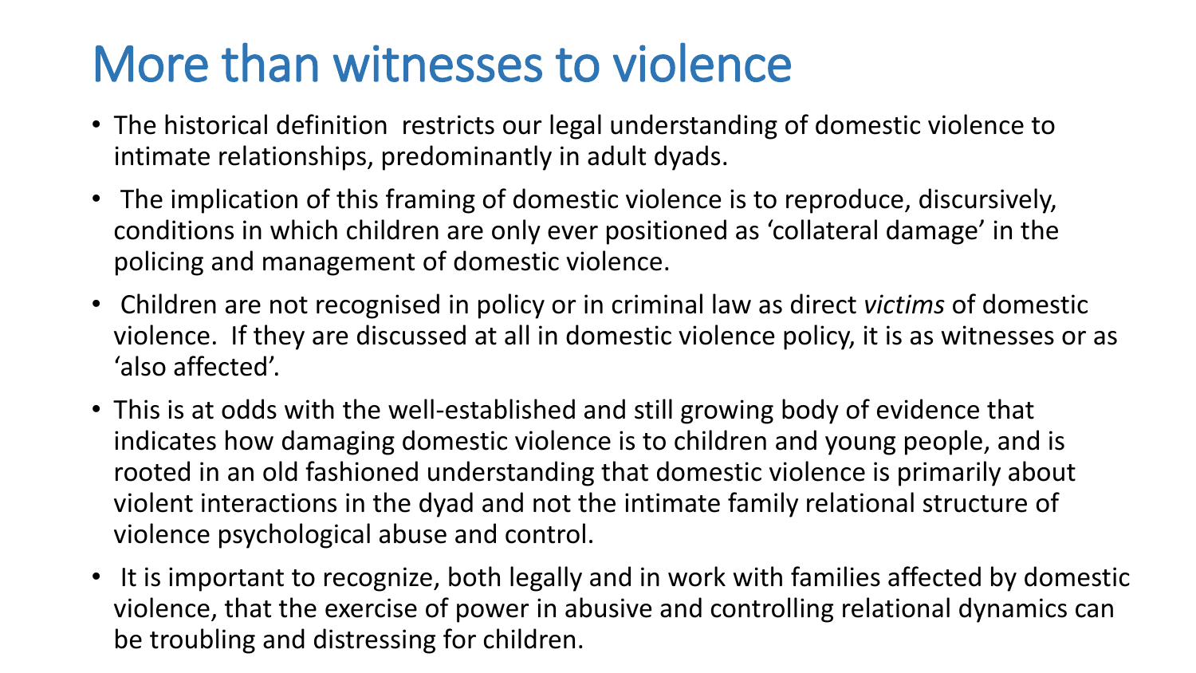# More than witnesses to violence

- The historical definition restricts our legal understanding of domestic violence to intimate relationships, predominantly in adult dyads.
- The implication of this framing of domestic violence is to reproduce, discursively, conditions in which children are only ever positioned as 'collateral damage' in the policing and management of domestic violence.
- Children are not recognised in policy or in criminal law as direct *victims* of domestic violence. If they are discussed at all in domestic violence policy, it is as witnesses or as 'also affected'.
- This is at odds with the well-established and still growing body of evidence that indicates how damaging domestic violence is to children and young people, and is rooted in an old fashioned understanding that domestic violence is primarily about violent interactions in the dyad and not the intimate family relational structure of violence psychological abuse and control.
- It is important to recognize, both legally and in work with families affected by domestic violence, that the exercise of power in abusive and controlling relational dynamics can be troubling and distressing for children.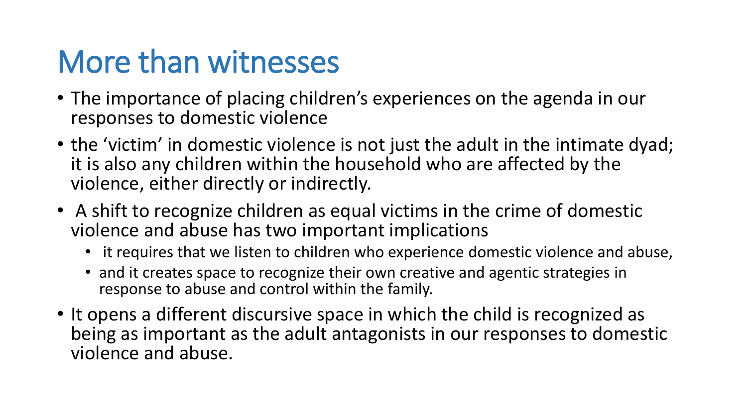# More than witnesses

- The importance of placing children's experiences on the agenda in our responses to domestic violence
- the 'victim' in domestic violence is not just the adult in the intimate dyad; it is also any children within the household who are affected by the violence, either directly or indirectly.
- A shift to recognize children as equal victims in the crime of domestic violence and abuse has two important implications
  - it requires that we listen to children who experience domestic violence and abuse,
  - and it creates space to recognize their own creative and agentic strategies in response to abuse and control within the family.
- It opens a different discursive space in which the child is recognized as being as important as the adult antagonists in our responses to domestic violence and abuse.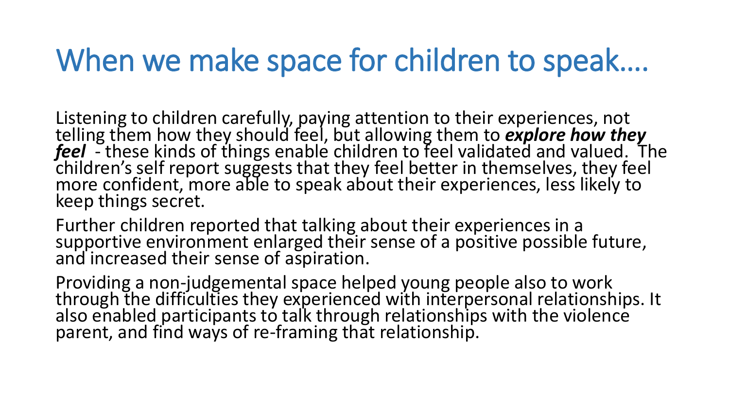# When we make space for children to speak….

Listening to children carefully, paying attention to their experiences, not telling them how they should feel, but allowing them to ***explore how they feel*** - these kinds of things enable children to feel validated and valued. The children's self report suggests that they feel better in themselves, they feel more confident, more able to speak about their experiences, less likely to keep things secret.

Further children reported that talking about their experiences in a supportive environment enlarged their sense of a positive possible future, and increased their sense of aspiration.

Providing a non-judgemental space helped young people also to work through the difficulties they experienced with interpersonal relationships. It also enabled participants to talk through relationships with the violence parent, and find ways of re-framing that relationship.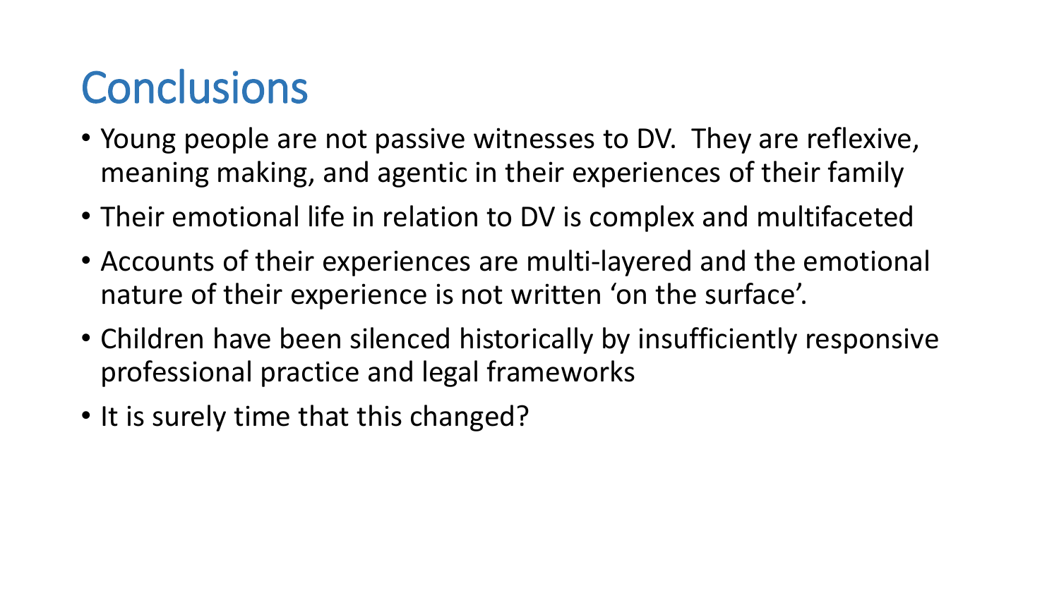# Conclusions

- Young people are not passive witnesses to DV.  They are reflexive, meaning making, and agentic in their experiences of their family
- Their emotional life in relation to DV is complex and multifaceted
- Accounts of their experiences are multi-layered and the emotional nature of their experience is not written 'on the surface'.
- Children have been silenced historically by insufficiently responsive professional practice and legal frameworks
- It is surely time that this changed?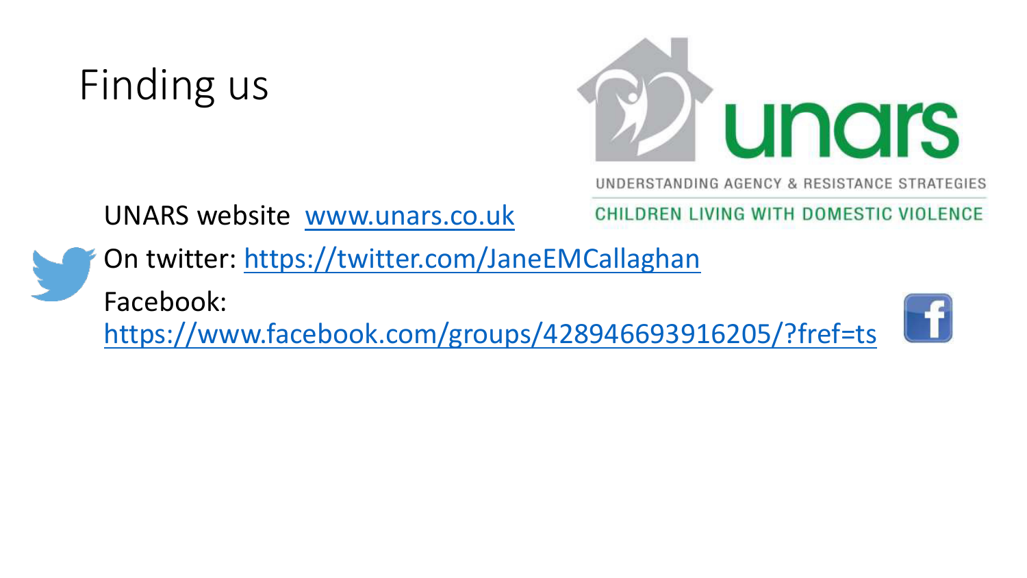# Finding us

UNARS website www.unars.co.uk

On twitter: https://twitter.com/JaneEMCallaghan

Facebook:
https://www.facebook.com/groups/428946693916205/?fref=ts

unars

UNDERSTANDING AGENCY & RESISTANCE STRATEGIES

CHILDREN LIVING WITH DOMESTIC VIOLENCE